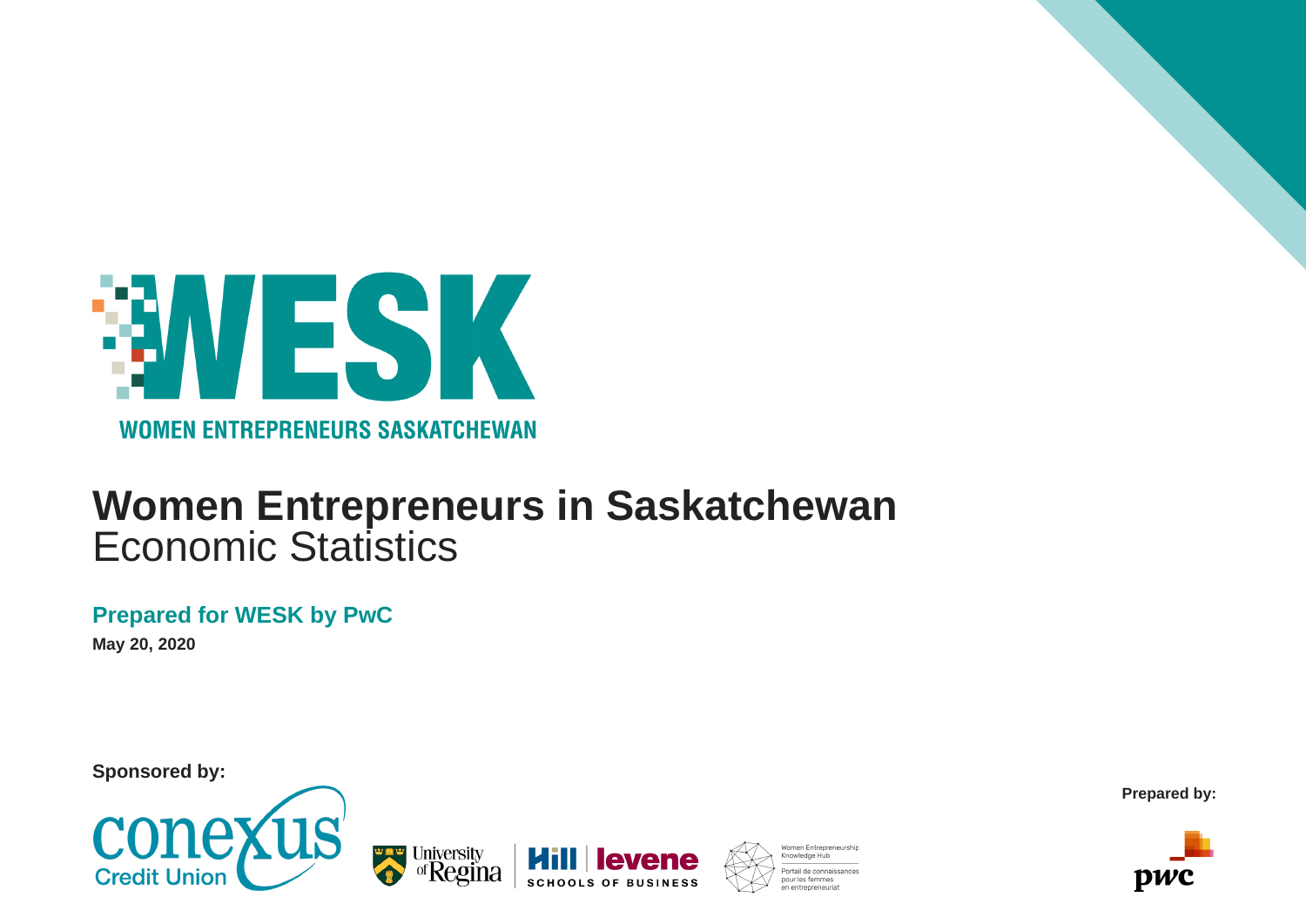WESK

WOMEN ENTREPRENEURS SASKATCHEWAN

# Women Entrepreneurs in Saskatchewan

Economic Statistics

**Prepared for WESK by PwC**

**May 20, 2020**

**Sponsored by:**

conexus Credit Union

University of Regina

Hill | levene SCHOOLS OF BUSINESS

Women Entrepreneurship Knowledge Hub

Portail de connaissances pour les femmes en entrepreneuriat

**Prepared by:**

pwc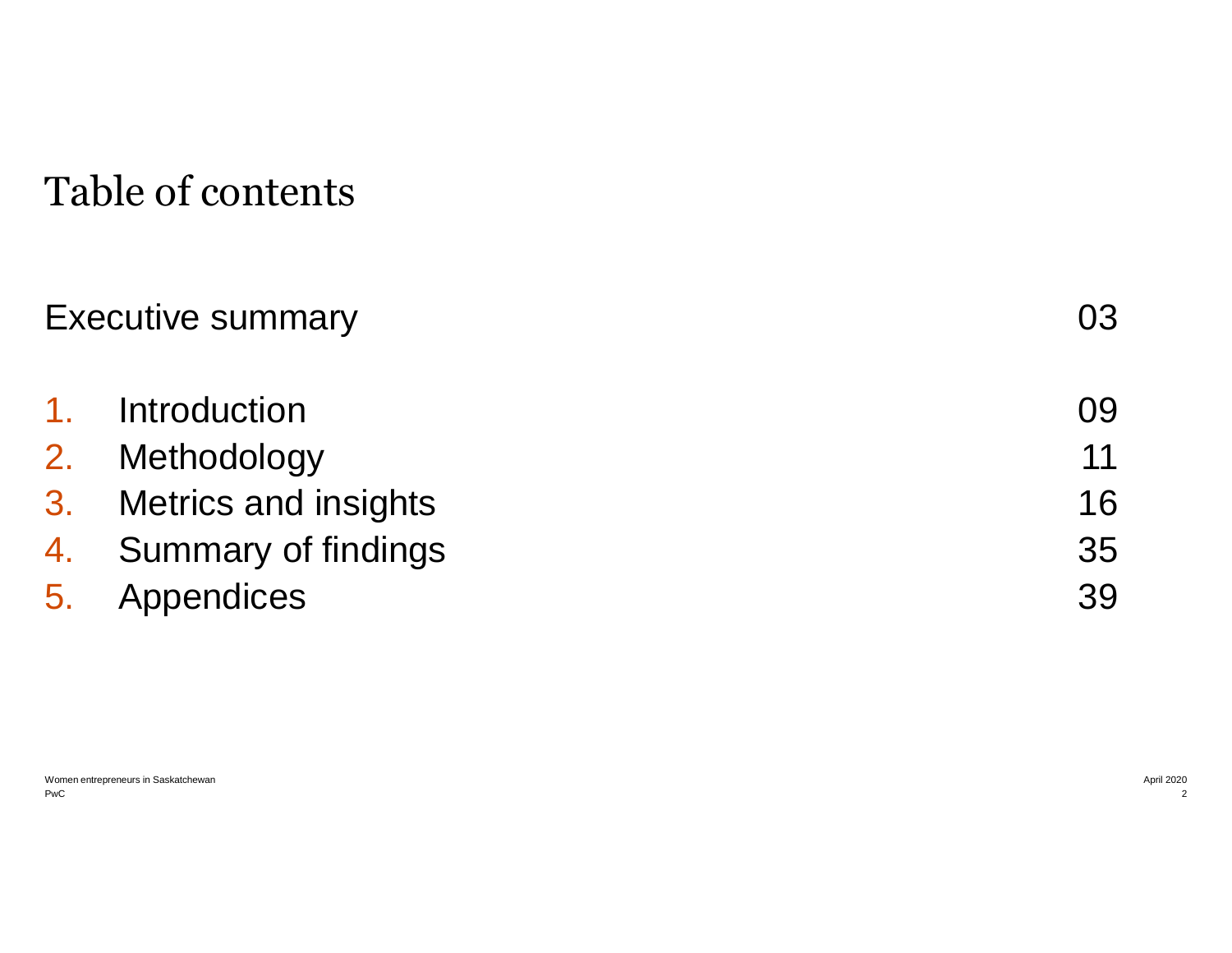# Table of contents

| | | |
|---|---|---|
| Executive summary | | 03 |
| 1. | Introduction | 09 |
| 2. | Methodology | 11 |
| 3. | Metrics and insights | 16 |
| 4. | Summary of findings | 35 |
| 5. | Appendices | 39 |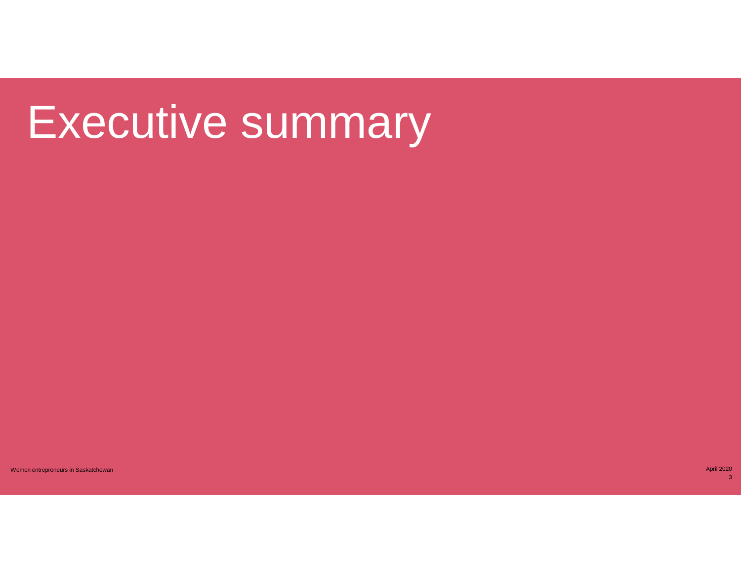# Executive summary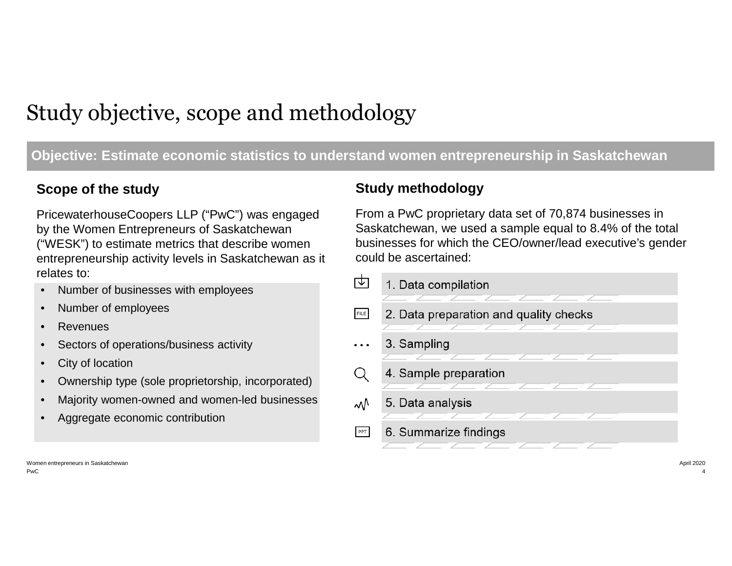# Study objective, scope and methodology

**Objective: Estimate economic statistics to understand women entrepreneurship in Saskatchewan**

### Scope of the study

PricewaterhouseCoopers LLP ("PwC") was engaged by the Women Entrepreneurs of Saskatchewan ("WESK") to estimate metrics that describe women entrepreneurship activity levels in Saskatchewan as it relates to:

- Number of businesses with employees
- Number of employees
- Revenues
- Sectors of operations/business activity
- City of location
- Ownership type (sole proprietorship, incorporated)
- Majority women-owned and women-led businesses
- Aggregate economic contribution

### Study methodology

From a PwC proprietary data set of 70,874 businesses in Saskatchewan, we used a sample equal to 8.4% of the total businesses for which the CEO/owner/lead executive's gender could be ascertained:

1. Data compilation
2. Data preparation and quality checks
3. Sampling
4. Sample preparation
5. Data analysis
6. Summarize findings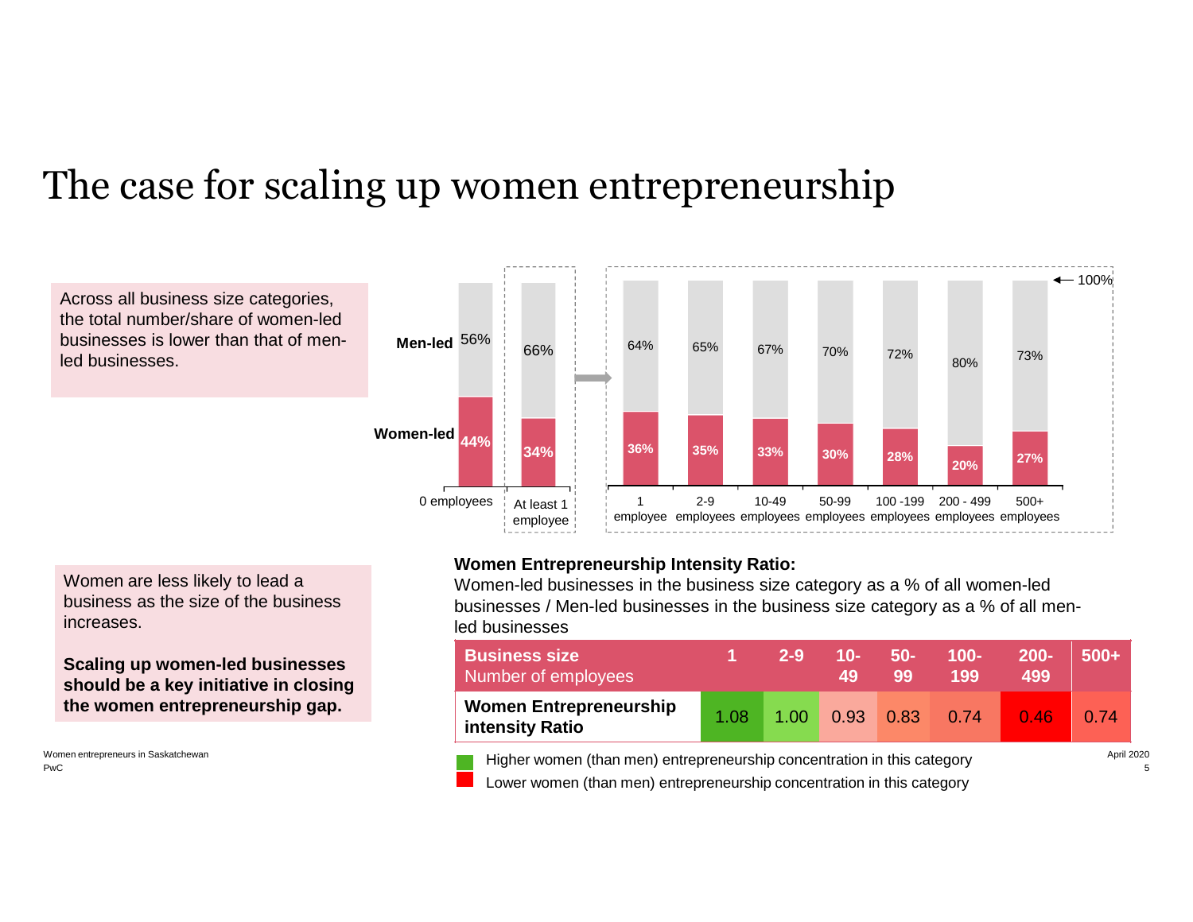# The case for scaling up women entrepreneurship

Across all business size categories, the total number/share of women-led businesses is lower than that of men-led businesses.

| | 0 employees | At least 1 employee | 1 employee | 2-9 employees | 10-49 employees | 50-99 employees | 100 -199 employees | 200 - 499 employees | 500+ employees |
|---|---|---|---|---|---|---|---|---|---|
| Men-led | 56% | 66% | 64% | 65% | 67% | 70% | 72% | 80% | 73% |
| Women-led | 44% | 34% | 36% | 35% | 33% | 30% | 28% | 20% | 27% |

Women are less likely to lead a business as the size of the business increases.

**Scaling up women-led businesses should be a key initiative in closing the women entrepreneurship gap.**

**Women Entrepreneurship Intensity Ratio:**
Women-led businesses in the business size category as a % of all women-led businesses / Men-led businesses in the business size category as a % of all men-led businesses

| **Business size** Number of employees | 1 | 2-9 | 10-49 | 50-99 | 100-199 | 200-499 | 500+ |
|---|---|---|---|---|---|---|---|
| **Women Entrepreneurship intensity Ratio** | 1.08 | 1.00 | 0.93 | 0.83 | 0.74 | 0.46 | 0.74 |

Green: Higher women (than men) entrepreneurship concentration in this category

Red: Lower women (than men) entrepreneurship concentration in this category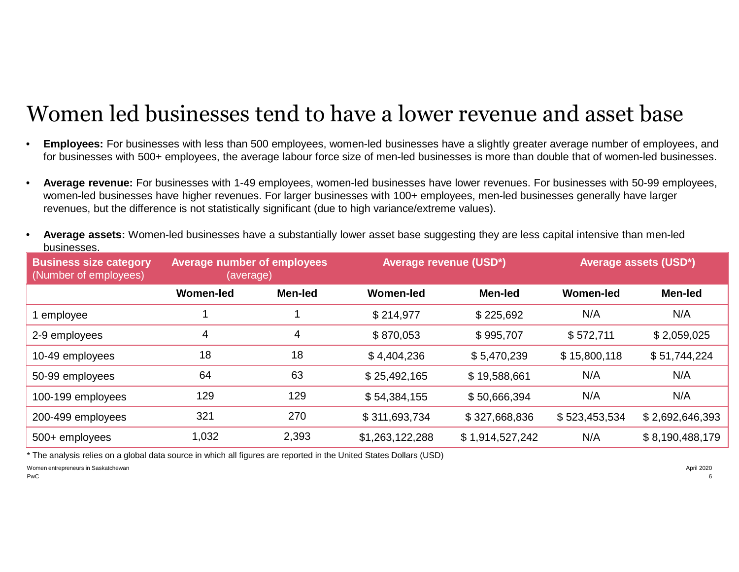# Women led businesses tend to have a lower revenue and asset base

- **Employees:** For businesses with less than 500 employees, women-led businesses have a slightly greater average number of employees, and for businesses with 500+ employees, the average labour force size of men-led businesses is more than double that of women-led businesses.
- **Average revenue:** For businesses with 1-49 employees, women-led businesses have lower revenues. For businesses with 50-99 employees, women-led businesses have higher revenues. For larger businesses with 100+ employees, men-led businesses generally have larger revenues, but the difference is not statistically significant (due to high variance/extreme values).
- **Average assets:** Women-led businesses have a substantially lower asset base suggesting they are less capital intensive than men-led businesses.

| **Business size category** (Number of employees) | **Average number of employees** (average) | | **Average revenue (USD*)** | | **Average assets (USD*)** | |
|---|---|---|---|---|---|---|
| | **Women-led** | **Men-led** | **Women-led** | **Men-led** | **Women-led** | **Men-led** |
| 1 employee | 1 | 1 | $ 214,977 | $ 225,692 | N/A | N/A |
| 2-9 employees | 4 | 4 | $ 870,053 | $ 995,707 | $ 572,711 | $ 2,059,025 |
| 10-49 employees | 18 | 18 | $ 4,404,236 | $ 5,470,239 | $ 15,800,118 | $ 51,744,224 |
| 50-99 employees | 64 | 63 | $ 25,492,165 | $ 19,588,661 | N/A | N/A |
| 100-199 employees | 129 | 129 | $ 54,384,155 | $ 50,666,394 | N/A | N/A |
| 200-499 employees | 321 | 270 | $ 311,693,734 | $ 327,668,836 | $ 523,453,534 | $ 2,692,646,393 |
| 500+ employees | 1,032 | 2,393 | $1,263,122,288 | $ 1,914,527,242 | N/A | $ 8,190,488,179 |

* The analysis relies on a global data source in which all figures are reported in the United States Dollars (USD)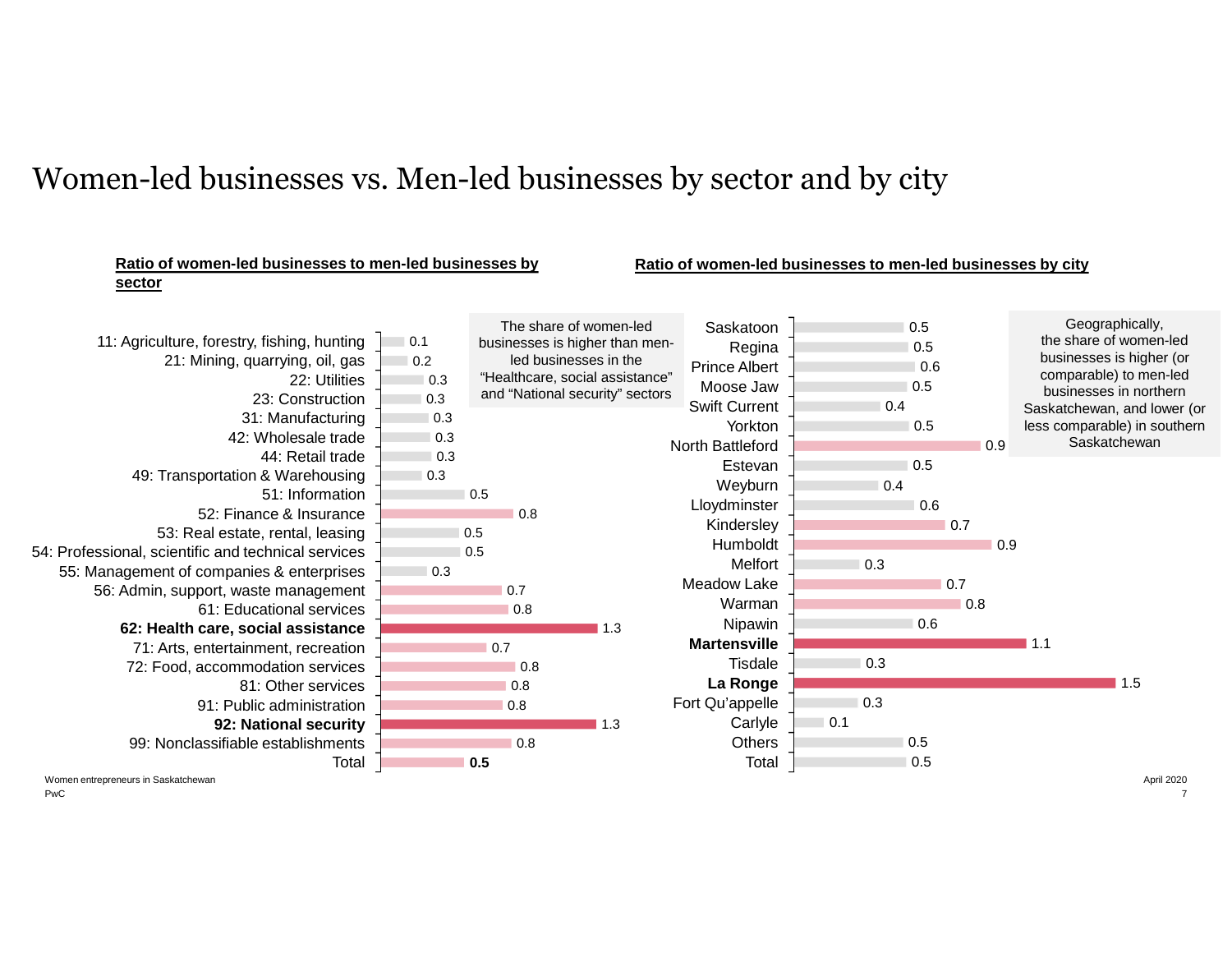# Women-led businesses vs. Men-led businesses by sector and by city

**Ratio of women-led businesses to men-led businesses by sector**

| Sector | Ratio |
|---|---|
| 11: Agriculture, forestry, fishing, hunting | 0.1 |
| 21: Mining, quarrying, oil, gas | 0.2 |
| 22: Utilities | 0.3 |
| 23: Construction | 0.3 |
| 31: Manufacturing | 0.3 |
| 42: Wholesale trade | 0.3 |
| 44: Retail trade | 0.3 |
| 49: Transportation & Warehousing | 0.3 |
| 51: Information | 0.5 |
| 52: Finance & Insurance | 0.8 |
| 53: Real estate, rental, leasing | 0.5 |
| 54: Professional, scientific and technical services | 0.5 |
| 55: Management of companies & enterprises | 0.3 |
| 56: Admin, support, waste management | 0.7 |
| 61: Educational services | 0.8 |
| **62: Health care, social assistance** | 1.3 |
| 71: Arts, entertainment, recreation | 0.7 |
| 72: Food, accommodation services | 0.8 |
| 81: Other services | 0.8 |
| 91: Public administration | 0.8 |
| **92: National security** | 1.3 |
| 99: Nonclassifiable establishments | 0.8 |
| Total | **0.5** |

The share of women-led businesses is higher than men-led businesses in the "Healthcare, social assistance" and "National security" sectors

**Ratio of women-led businesses to men-led businesses by city**

| City | Ratio |
|---|---|
| Saskatoon | 0.5 |
| Regina | 0.5 |
| Prince Albert | 0.6 |
| Moose Jaw | 0.5 |
| Swift Current | 0.4 |
| Yorkton | 0.5 |
| North Battleford | 0.9 |
| Estevan | 0.5 |
| Weyburn | 0.4 |
| Lloydminster | 0.6 |
| Kindersley | 0.7 |
| Humboldt | 0.9 |
| Melfort | 0.3 |
| Meadow Lake | 0.7 |
| Warman | 0.8 |
| Nipawin | 0.6 |
| **Martensville** | 1.1 |
| Tisdale | 0.3 |
| **La Ronge** | 1.5 |
| Fort Qu'appelle | 0.3 |
| Carlyle | 0.1 |
| Others | 0.5 |
| Total | 0.5 |

Geographically, the share of women-led businesses is higher (or comparable) to men-led businesses in northern Saskatchewan, and lower (or less comparable) in southern Saskatchewan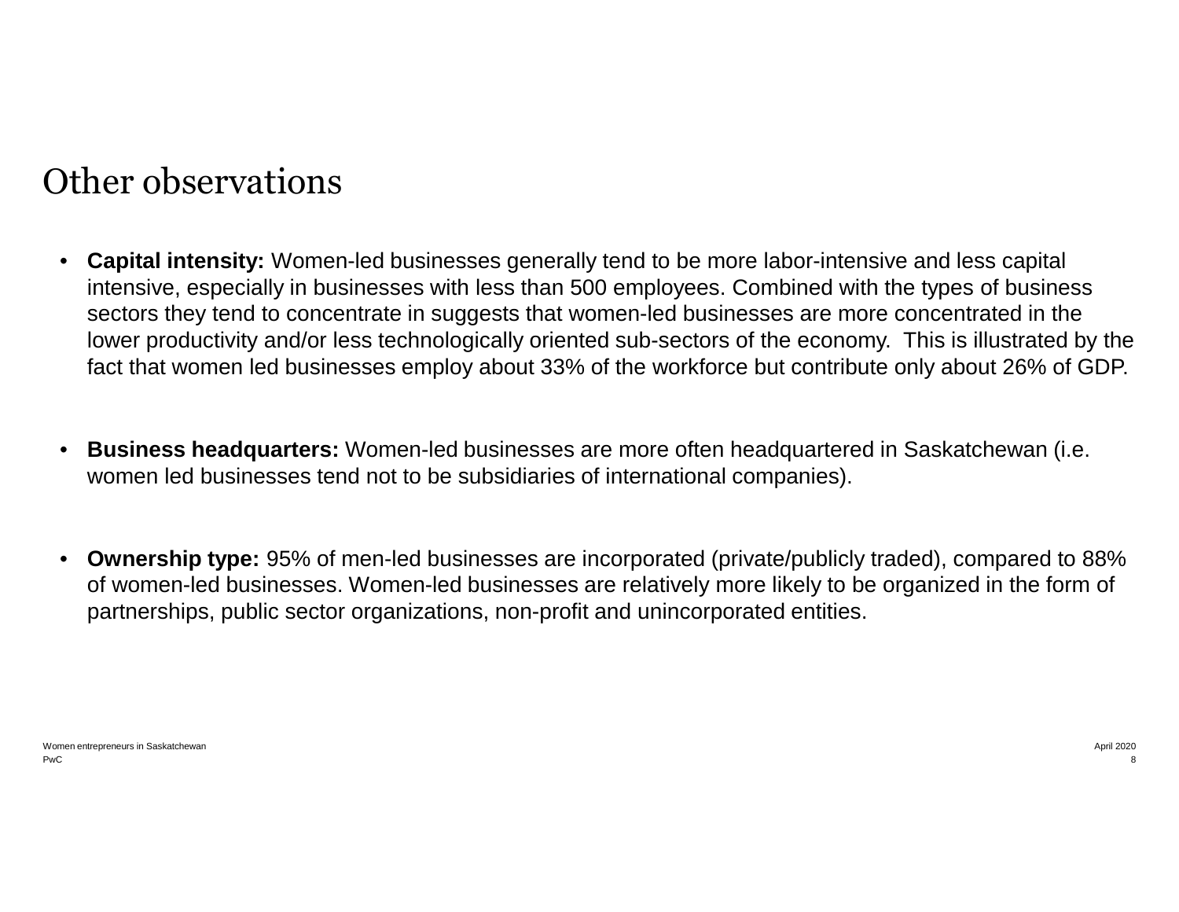# Other observations

- **Capital intensity:** Women-led businesses generally tend to be more labor-intensive and less capital intensive, especially in businesses with less than 500 employees. Combined with the types of business sectors they tend to concentrate in suggests that women-led businesses are more concentrated in the lower productivity and/or less technologically oriented sub-sectors of the economy. This is illustrated by the fact that women led businesses employ about 33% of the workforce but contribute only about 26% of GDP.

- **Business headquarters:** Women-led businesses are more often headquartered in Saskatchewan (i.e. women led businesses tend not to be subsidiaries of international companies).

- **Ownership type:** 95% of men-led businesses are incorporated (private/publicly traded), compared to 88% of women-led businesses. Women-led businesses are relatively more likely to be organized in the form of partnerships, public sector organizations, non-profit and unincorporated entities.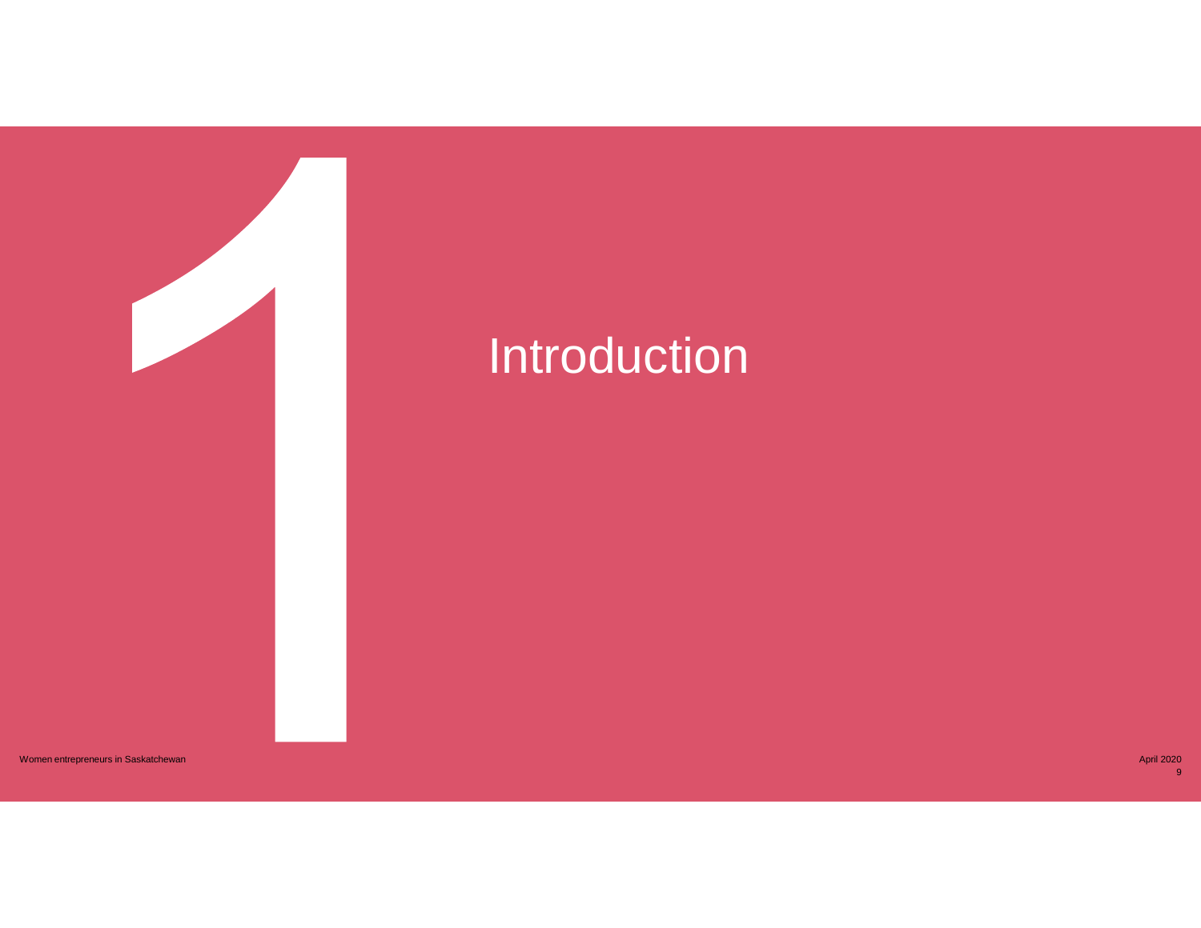# 1 Introduction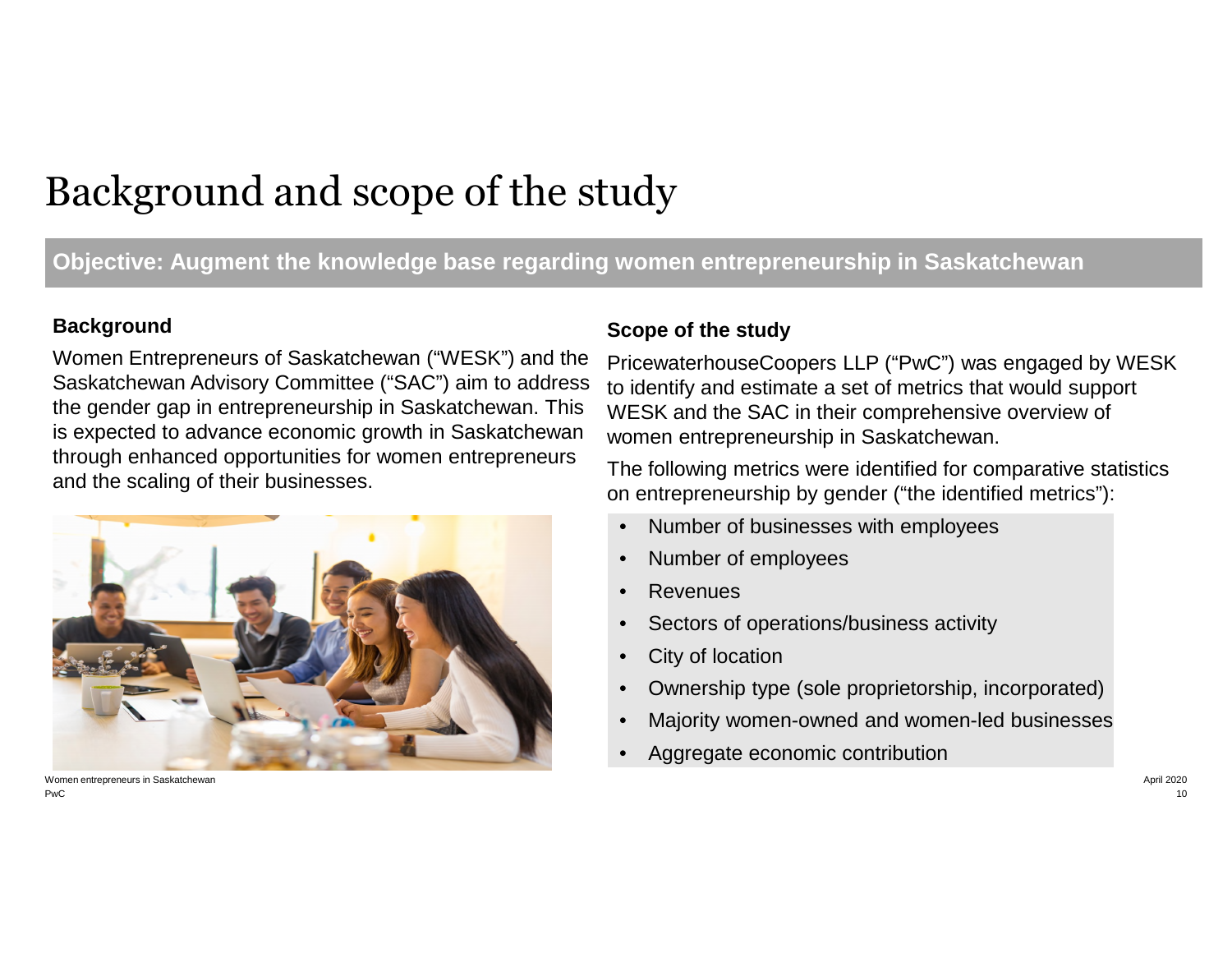# Background and scope of the study

**Objective: Augment the knowledge base regarding women entrepreneurship in Saskatchewan**

### Background

Women Entrepreneurs of Saskatchewan ("WESK") and the Saskatchewan Advisory Committee ("SAC") aim to address the gender gap in entrepreneurship in Saskatchewan. This is expected to advance economic growth in Saskatchewan through enhanced opportunities for women entrepreneurs and the scaling of their businesses.

### Scope of the study

PricewaterhouseCoopers LLP ("PwC") was engaged by WESK to identify and estimate a set of metrics that would support WESK and the SAC in their comprehensive overview of women entrepreneurship in Saskatchewan.

The following metrics were identified for comparative statistics on entrepreneurship by gender ("the identified metrics"):

- Number of businesses with employees
- Number of employees
- Revenues
- Sectors of operations/business activity
- City of location
- Ownership type (sole proprietorship, incorporated)
- Majority women-owned and women-led businesses
- Aggregate economic contribution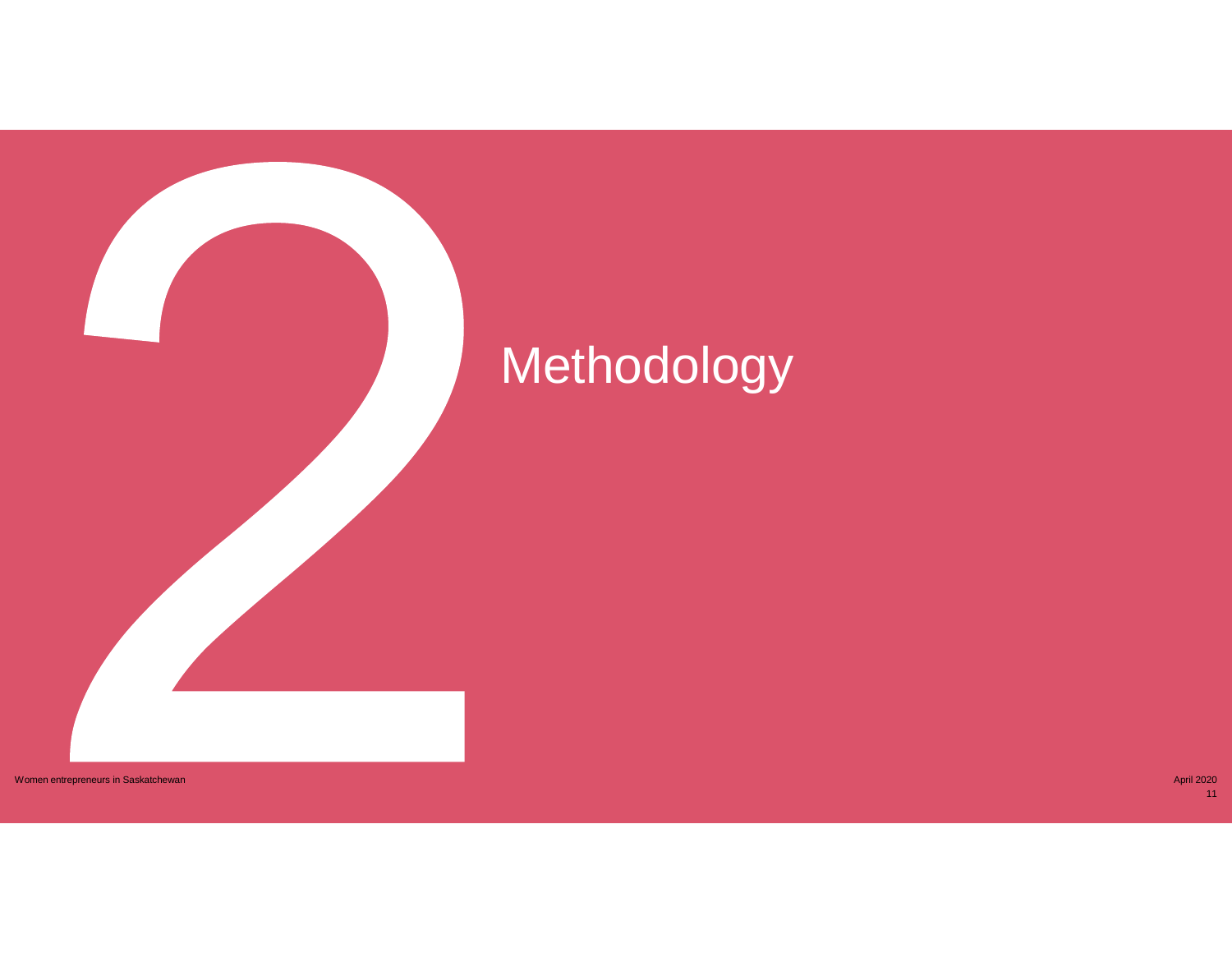# 2 Methodology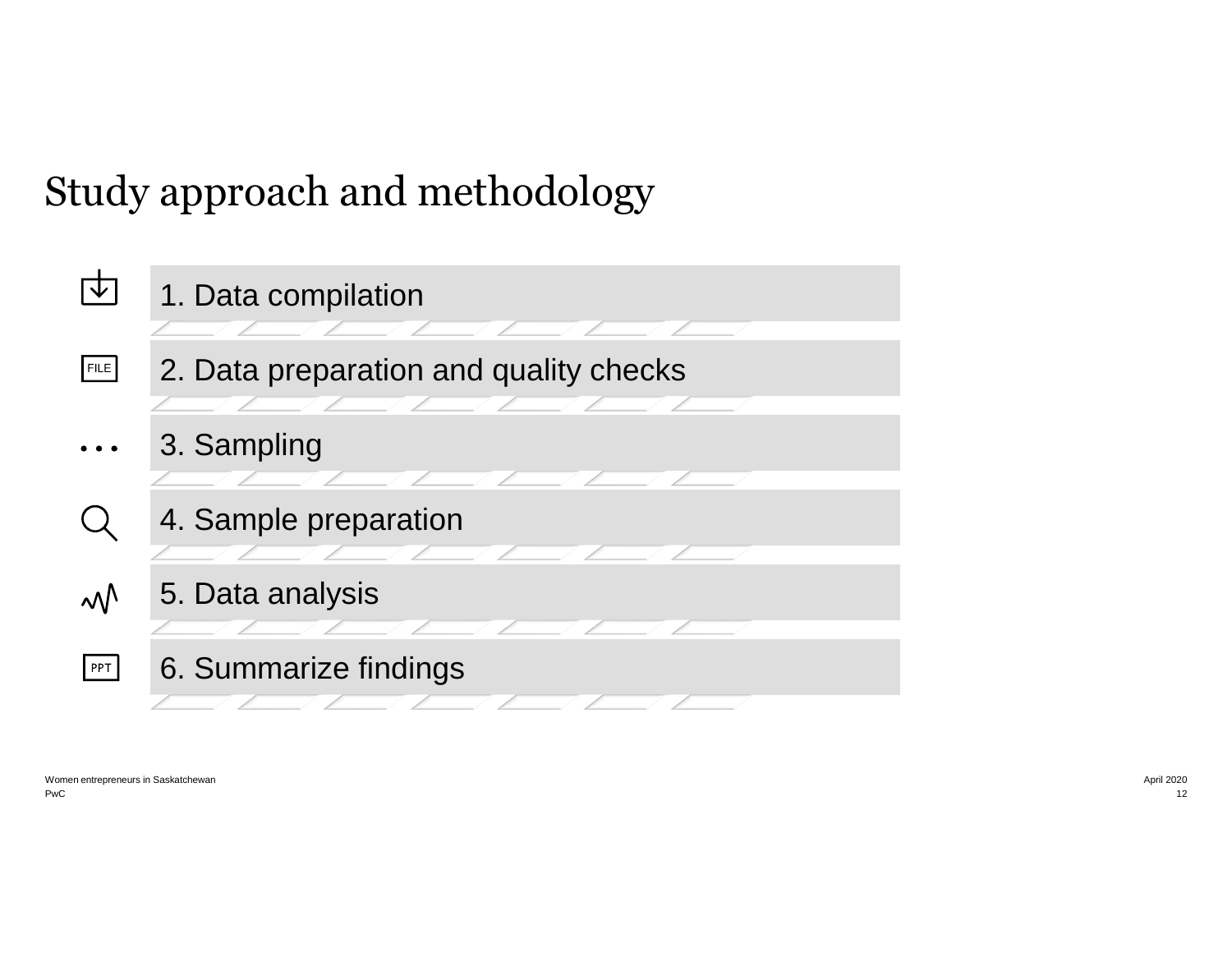# Study approach and methodology

1. Data compilation
2. Data preparation and quality checks
3. Sampling
4. Sample preparation
5. Data analysis
6. Summarize findings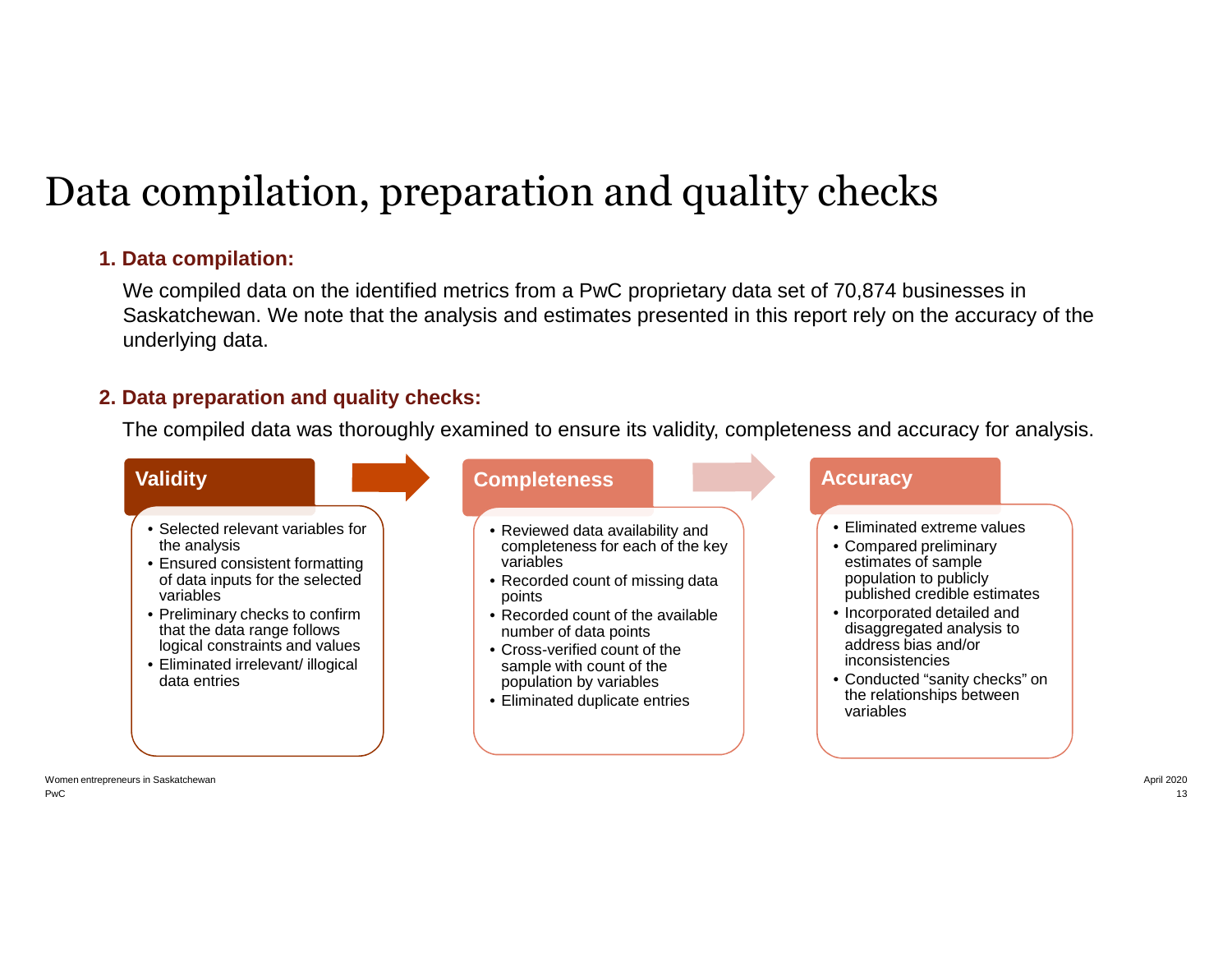# Data compilation, preparation and quality checks

**1. Data compilation:**

We compiled data on the identified metrics from a PwC proprietary data set of 70,874 businesses in Saskatchewan. We note that the analysis and estimates presented in this report rely on the accuracy of the underlying data.

**2. Data preparation and quality checks:**

The compiled data was thoroughly examined to ensure its validity, completeness and accuracy for analysis.

### Validity

- Selected relevant variables for the analysis
- Ensured consistent formatting of data inputs for the selected variables
- Preliminary checks to confirm that the data range follows logical constraints and values
- Eliminated irrelevant/ illogical data entries

### Completeness

- Reviewed data availability and completeness for each of the key variables
- Recorded count of missing data points
- Recorded count of the available number of data points
- Cross-verified count of the sample with count of the population by variables
- Eliminated duplicate entries

### Accuracy

- Eliminated extreme values
- Compared preliminary estimates of sample population to publicly published credible estimates
- Incorporated detailed and disaggregated analysis to address bias and/or inconsistencies
- Conducted “sanity checks” on the relationships between variables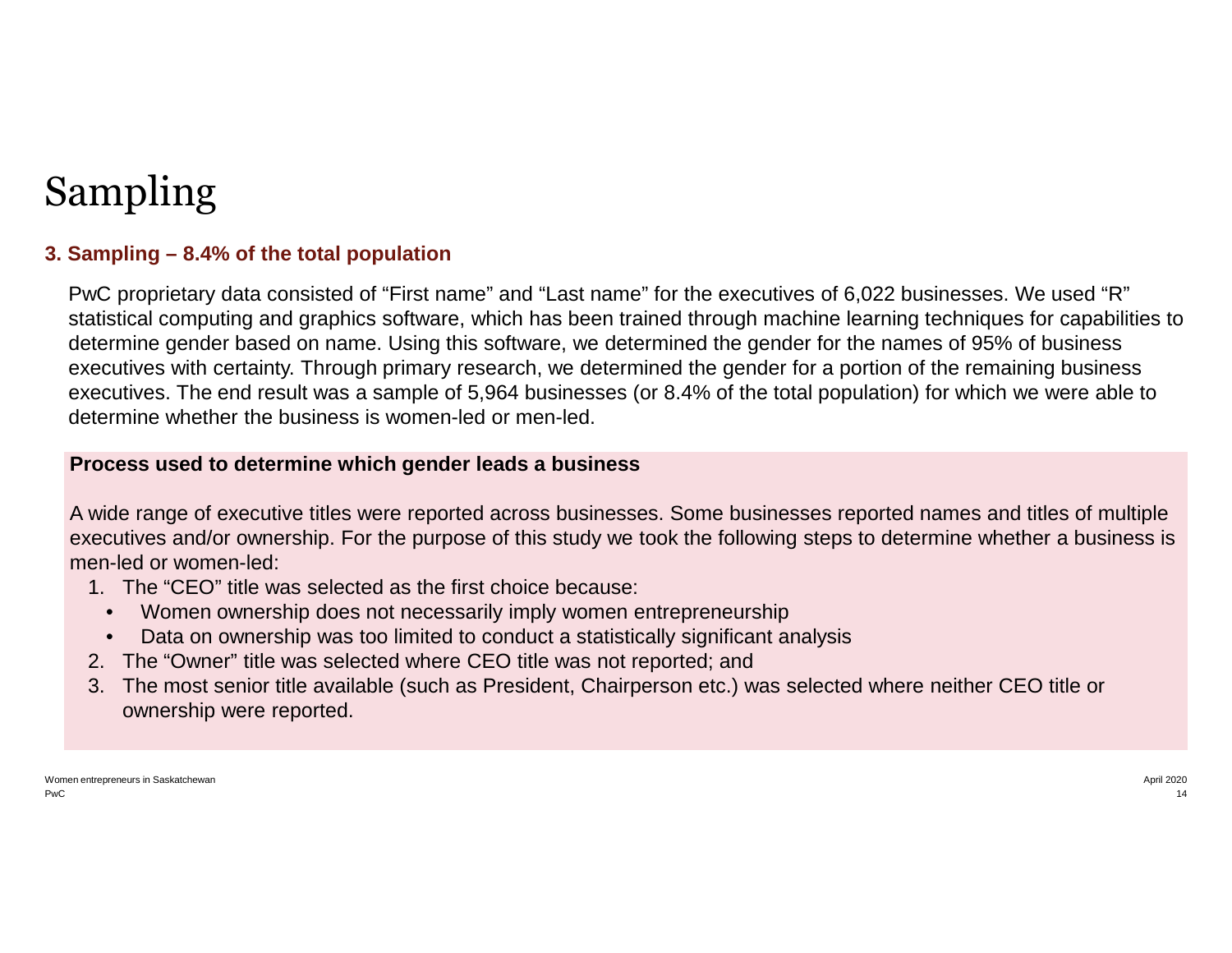# Sampling

### 3. Sampling – 8.4% of the total population

PwC proprietary data consisted of "First name" and "Last name" for the executives of 6,022 businesses. We used "R" statistical computing and graphics software, which has been trained through machine learning techniques for capabilities to determine gender based on name. Using this software, we determined the gender for the names of 95% of business executives with certainty. Through primary research, we determined the gender for a portion of the remaining business executives. The end result was a sample of 5,964 businesses (or 8.4% of the total population) for which we were able to determine whether the business is women-led or men-led.

**Process used to determine which gender leads a business**

A wide range of executive titles were reported across businesses. Some businesses reported names and titles of multiple executives and/or ownership. For the purpose of this study we took the following steps to determine whether a business is men-led or women-led:

1. The "CEO" title was selected as the first choice because:
   - Women ownership does not necessarily imply women entrepreneurship
   - Data on ownership was too limited to conduct a statistically significant analysis
2. The "Owner" title was selected where CEO title was not reported; and
3. The most senior title available (such as President, Chairperson etc.) was selected where neither CEO title or ownership were reported.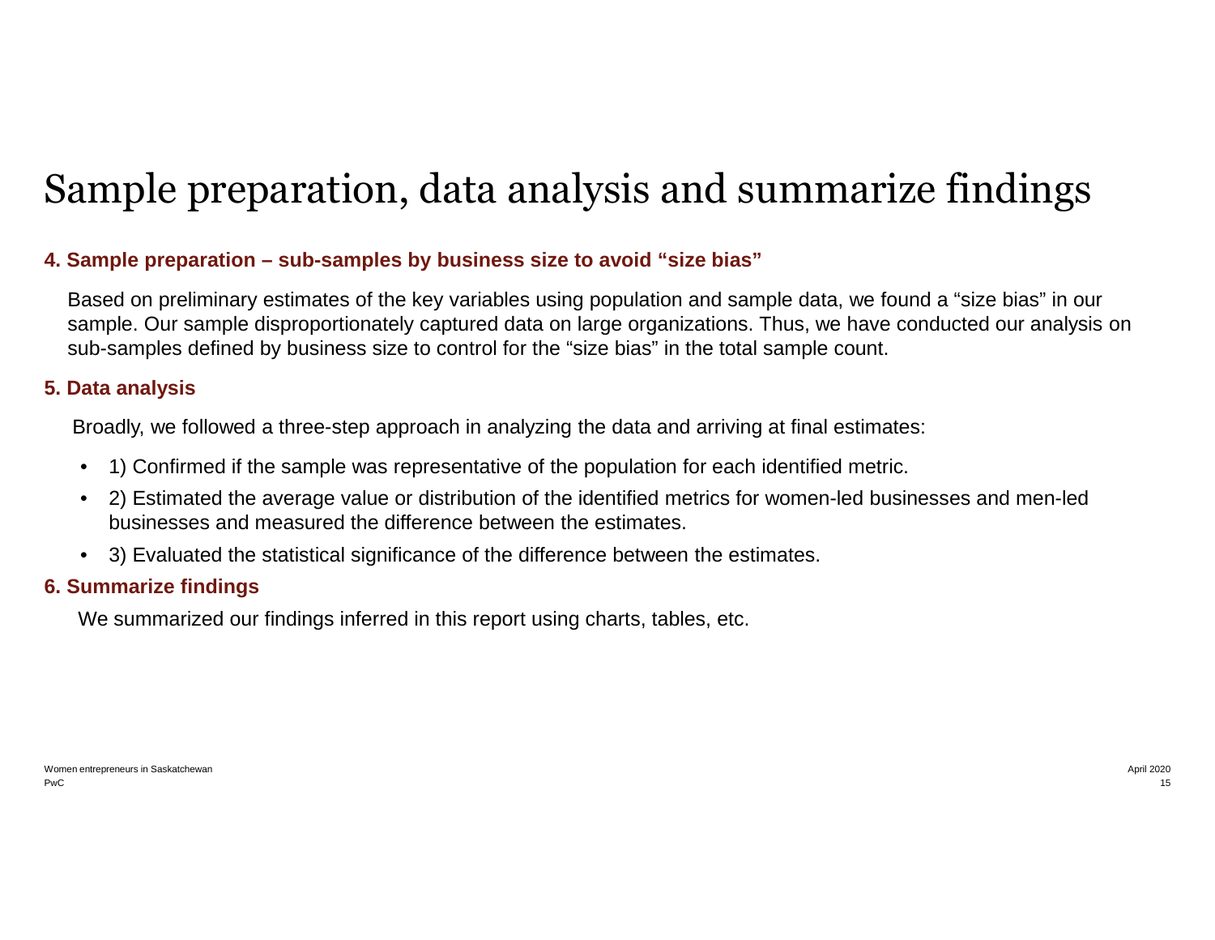# Sample preparation, data analysis and summarize findings

### 4. Sample preparation – sub-samples by business size to avoid "size bias"

Based on preliminary estimates of the key variables using population and sample data, we found a "size bias" in our sample. Our sample disproportionately captured data on large organizations. Thus, we have conducted our analysis on sub-samples defined by business size to control for the "size bias" in the total sample count.

### 5. Data analysis

Broadly, we followed a three-step approach in analyzing the data and arriving at final estimates:

- 1) Confirmed if the sample was representative of the population for each identified metric.
- 2) Estimated the average value or distribution of the identified metrics for women-led businesses and men-led businesses and measured the difference between the estimates.
- 3) Evaluated the statistical significance of the difference between the estimates.

### 6. Summarize findings

We summarized our findings inferred in this report using charts, tables, etc.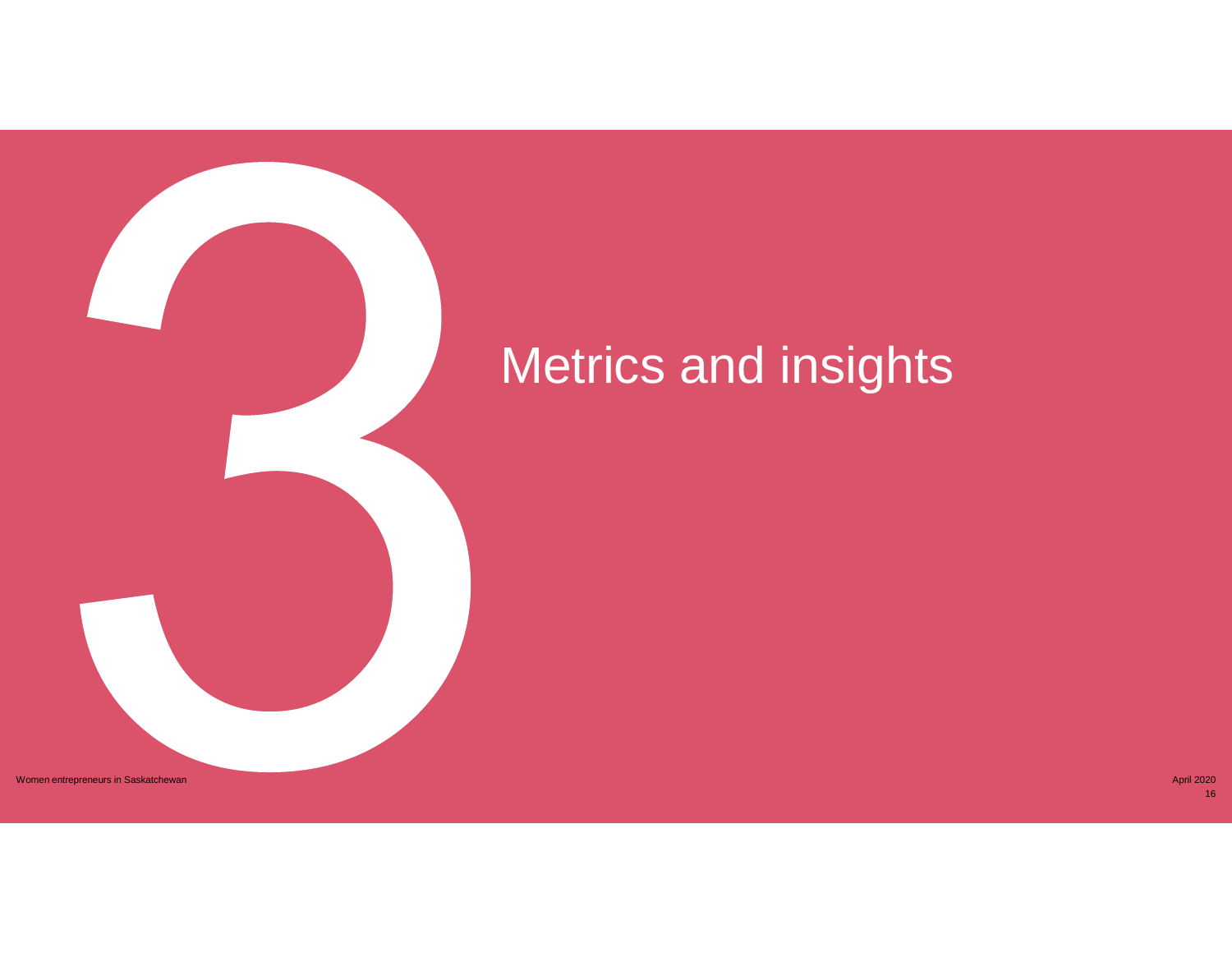# 3 Metrics and insights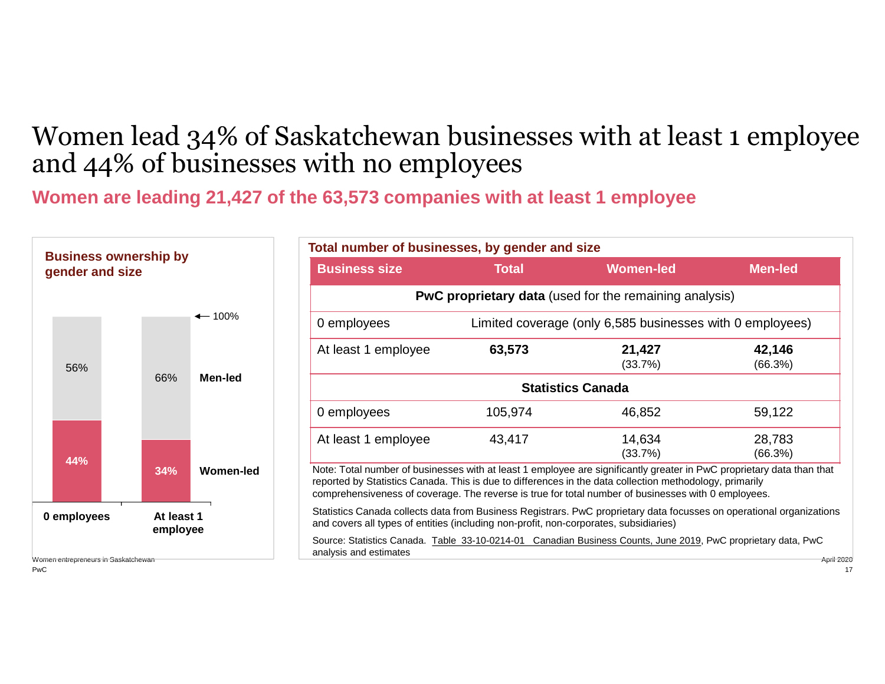# Women lead 34% of Saskatchewan businesses with at least 1 employee and 44% of businesses with no employees

## Women are leading 21,427 of the 63,573 companies with at least 1 employee

**Business ownership by gender and size**

| | 0 employees | At least 1 employee |
|---|---|---|
| Men-led | 56% | 66% |
| Women-led | 44% | 34% |

**Total number of businesses, by gender and size**

| Business size | Total | Women-led | Men-led |
|---|---|---|---|
| **PwC proprietary data** (used for the remaining analysis) | | | |
| 0 employees | Limited coverage (only 6,585 businesses with 0 employees) | | |
| At least 1 employee | **63,573** | **21,427** (33.7%) | **42,146** (66.3%) |
| **Statistics Canada** | | | |
| 0 employees | 105,974 | 46,852 | 59,122 |
| At least 1 employee | 43,417 | 14,634 (33.7%) | 28,783 (66.3%) |

Note: Total number of businesses with at least 1 employee are significantly greater in PwC proprietary data than that reported by Statistics Canada. This is due to differences in the data collection methodology, primarily comprehensiveness of coverage. The reverse is true for total number of businesses with 0 employees.

Statistics Canada collects data from Business Registrars. PwC proprietary data focusses on operational organizations and covers all types of entities (including non-profit, non-corporates, subsidiaries)

Source: Statistics Canada. Table 33-10-0214-01 Canadian Business Counts, June 2019, PwC proprietary data, PwC analysis and estimates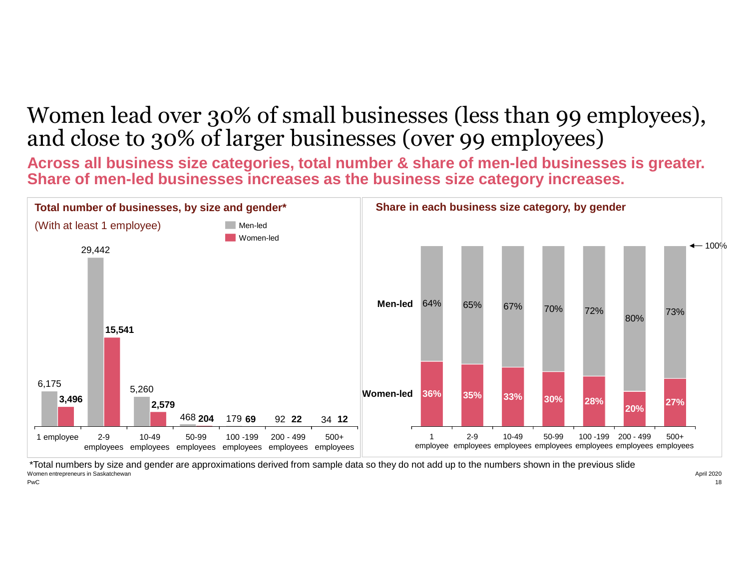# Women lead over 30% of small businesses (less than 99 employees), and close to 30% of larger businesses (over 99 employees)

**Across all business size categories, total number & share of men-led businesses is greater. Share of men-led businesses increases as the business size category increases.**

**Total number of businesses, by size and gender***

(With at least 1 employee)

| Business size | Men-led | Women-led |
|---|---|---|
| 1 employee | 6,175 | 3,496 |
| 2-9 employees | 29,442 | 15,541 |
| 10-49 employees | 5,260 | 2,579 |
| 50-99 employees | 468 | 204 |
| 100 -199 employees | 179 | 69 |
| 200 - 499 employees | 92 | 22 |
| 500+ employees | 34 | 12 |

**Share in each business size category, by gender**

| Business size | Men-led | Women-led |
|---|---|---|
| 1 employee | 64% | 36% |
| 2-9 employees | 65% | 35% |
| 10-49 employees | 67% | 33% |
| 50-99 employees | 70% | 30% |
| 100 -199 employees | 72% | 28% |
| 200 - 499 employees | 80% | 20% |
| 500+ employees | 73% | 27% |

*Total numbers by size and gender are approximations derived from sample data so they do not add up to the numbers shown in the previous slide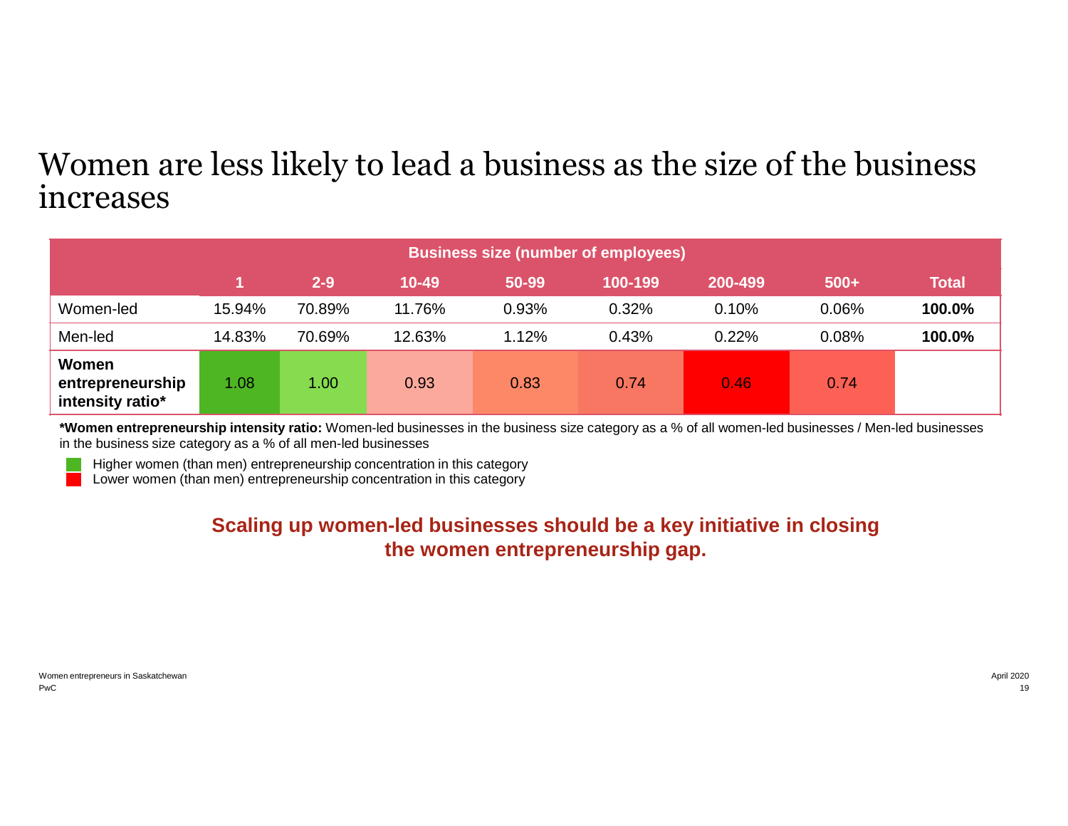# Women are less likely to lead a business as the size of the business increases

| | Business size (number of employees) | | | | | | | |
|---|---|---|---|---|---|---|---|---|
| | 1 | 2-9 | 10-49 | 50-99 | 100-199 | 200-499 | 500+ | Total |
| Women-led | 15.94% | 70.89% | 11.76% | 0.93% | 0.32% | 0.10% | 0.06% | **100.0%** |
| Men-led | 14.83% | 70.69% | 12.63% | 1.12% | 0.43% | 0.22% | 0.08% | **100.0%** |
| **Women entrepreneurship intensity ratio*** | 1.08 | 1.00 | 0.93 | 0.83 | 0.74 | 0.46 | 0.74 | |

***Women entrepreneurship intensity ratio:** Women-led businesses in the business size category as a % of all women-led businesses / Men-led businesses in the business size category as a % of all men-led businesses

- Higher women (than men) entrepreneurship concentration in this category
- Lower women (than men) entrepreneurship concentration in this category

**Scaling up women-led businesses should be a key initiative in closing the women entrepreneurship gap.**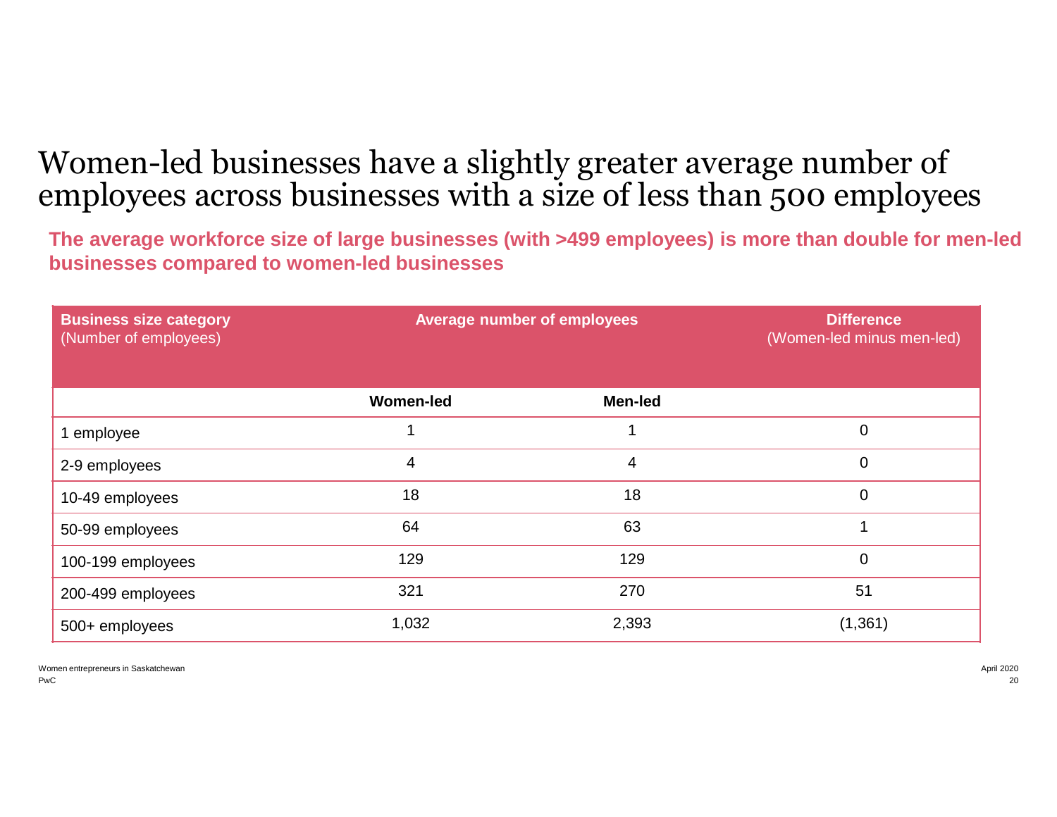# Women-led businesses have a slightly greater average number of employees across businesses with a size of less than 500 employees

**The average workforce size of large businesses (with >499 employees) is more than double for men-led businesses compared to women-led businesses**

| **Business size category** (Number of employees) | **Average number of employees** | | **Difference** (Women-led minus men-led) |
|---|---|---|---|
| | **Women-led** | **Men-led** | |
| 1 employee | 1 | 1 | 0 |
| 2-9 employees | 4 | 4 | 0 |
| 10-49 employees | 18 | 18 | 0 |
| 50-99 employees | 64 | 63 | 1 |
| 100-199 employees | 129 | 129 | 0 |
| 200-499 employees | 321 | 270 | 51 |
| 500+ employees | 1,032 | 2,393 | (1,361) |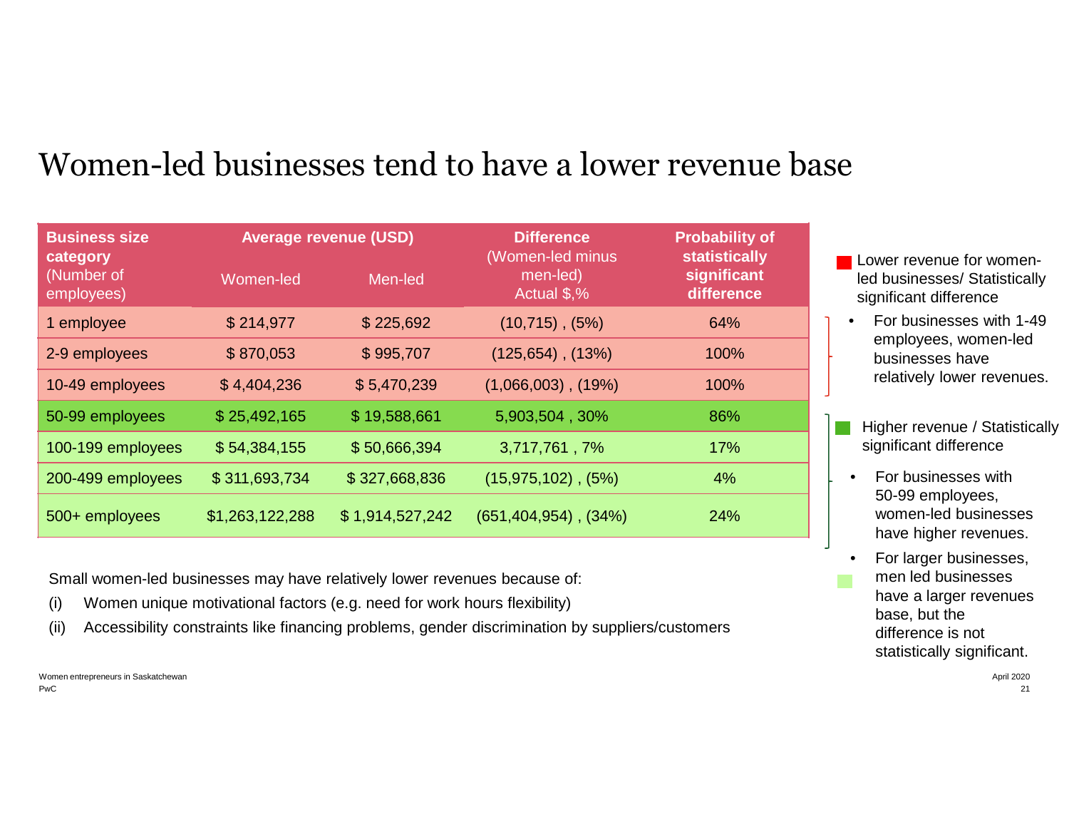# Women-led businesses tend to have a lower revenue base

| **Business size category** (Number of employees) | **Average revenue (USD)** | | **Difference** (Women-led minus men-led) Actual $,% | **Probability of statistically significant difference** |
|---|---|---|---|---|
| | Women-led | Men-led | | |
| 1 employee | $ 214,977 | $ 225,692 | (10,715) , (5%) | 64% |
| 2-9 employees | $ 870,053 | $ 995,707 | (125,654) , (13%) | 100% |
| 10-49 employees | $ 4,404,236 | $ 5,470,239 | (1,066,003) , (19%) | 100% |
| 50-99 employees | $ 25,492,165 | $ 19,588,661 | 5,903,504 , 30% | 86% |
| 100-199 employees | $ 54,384,155 | $ 50,666,394 | 3,717,761 , 7% | 17% |
| 200-499 employees | $ 311,693,734 | $ 327,668,836 | (15,975,102) , (5%) | 4% |
| 500+ employees | $1,263,122,288 | $ 1,914,527,242 | (651,404,954) , (34%) | 24% |

Small women-led businesses may have relatively lower revenues because of:

(i) Women unique motivational factors (e.g. need for work hours flexibility)

(ii) Accessibility constraints like financing problems, gender discrimination by suppliers/customers

Lower revenue for women-led businesses/ Statistically significant difference

- For businesses with 1-49 employees, women-led businesses have relatively lower revenues.

Higher revenue / Statistically significant difference

- For businesses with 50-99 employees, women-led businesses have higher revenues.
- For larger businesses, men led businesses have a larger revenues base, but the difference is not statistically significant.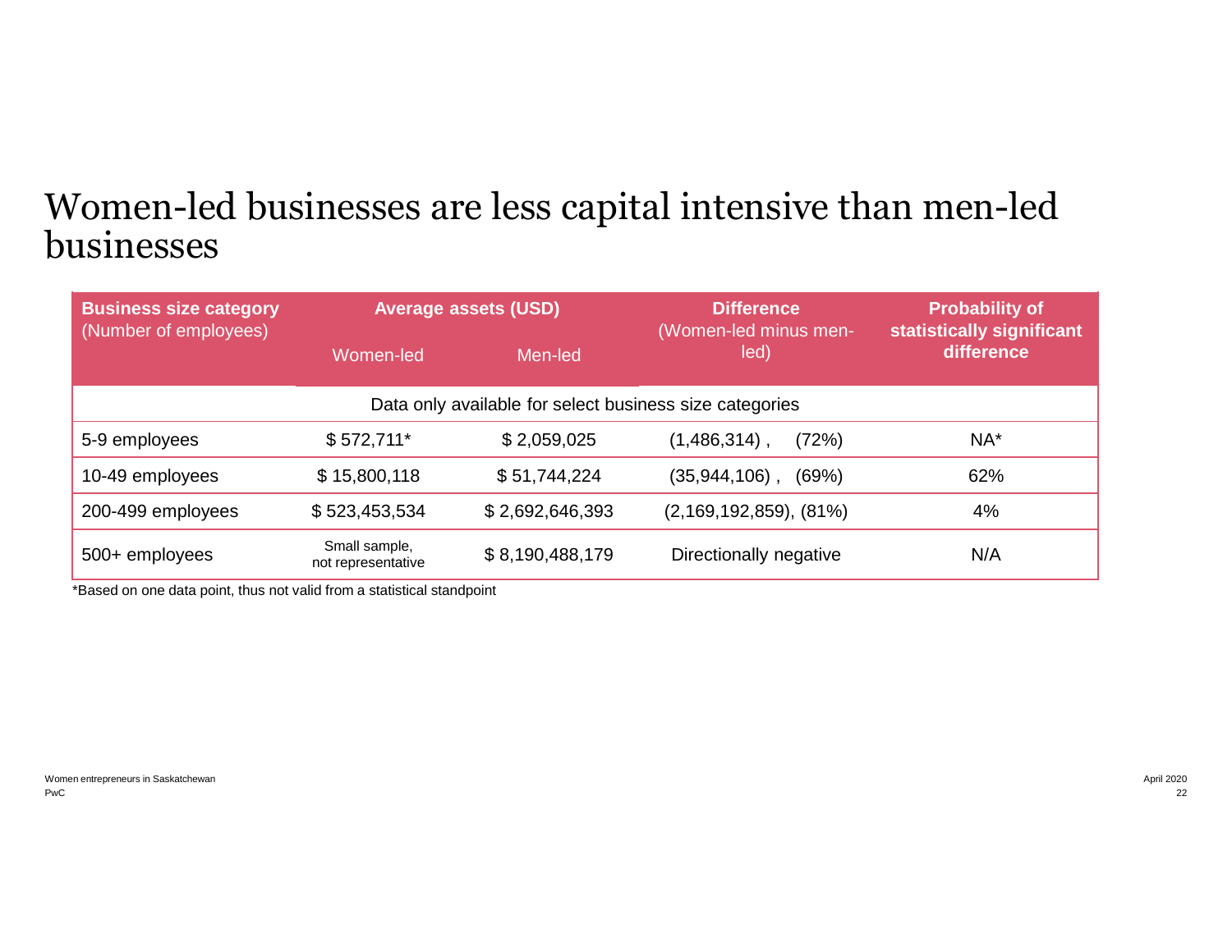# Women-led businesses are less capital intensive than men-led businesses

| **Business size category** (Number of employees) | **Average assets (USD)** | | **Difference** (Women-led minus men-led) | **Probability of statistically significant difference** |
|---|---|---|---|---|
| | Women-led | Men-led | | |
| Data only available for select business size categories | | | | |
| 5-9 employees | $ 572,711* | $ 2,059,025 | (1,486,314) , (72%) | NA* |
| 10-49 employees | $ 15,800,118 | $ 51,744,224 | (35,944,106) , (69%) | 62% |
| 200-499 employees | $ 523,453,534 | $ 2,692,646,393 | (2,169,192,859), (81%) | 4% |
| 500+ employees | Small sample, not representative | $ 8,190,488,179 | Directionally negative | N/A |

*Based on one data point, thus not valid from a statistical standpoint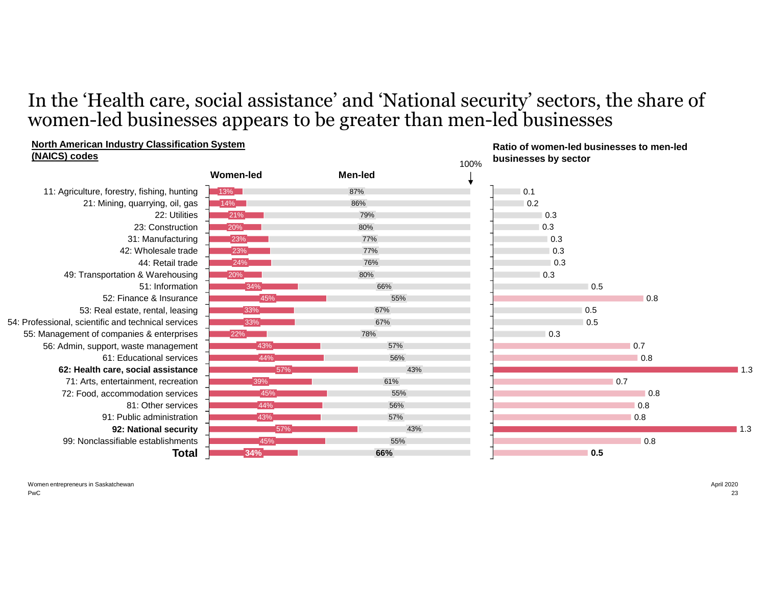# In the 'Health care, social assistance' and 'National security' sectors, the share of women-led businesses appears to be greater than men-led businesses

**North American Industry Classification System (NAICS) codes**

| NAICS codes | Women-led | Men-led | Ratio of women-led businesses to men-led businesses by sector |
|---|---|---|---|
| 11: Agriculture, forestry, fishing, hunting | 13% | 87% | 0.1 |
| 21: Mining, quarrying, oil, gas | 14% | 86% | 0.2 |
| 22: Utilities | 21% | 79% | 0.3 |
| 23: Construction | 20% | 80% | 0.3 |
| 31: Manufacturing | 23% | 77% | 0.3 |
| 42: Wholesale trade | 23% | 77% | 0.3 |
| 44: Retail trade | 24% | 76% | 0.3 |
| 49: Transportation & Warehousing | 20% | 80% | 0.3 |
| 51: Information | 34% | 66% | 0.5 |
| 52: Finance & Insurance | 45% | 55% | 0.8 |
| 53: Real estate, rental, leasing | 33% | 67% | 0.5 |
| 54: Professional, scientific and technical services | 33% | 67% | 0.5 |
| 55: Management of companies & enterprises | 22% | 78% | 0.3 |
| 56: Admin, support, waste management | 43% | 57% | 0.7 |
| 61: Educational services | 44% | 56% | 0.8 |
| **62: Health care, social assistance** | 57% | 43% | 1.3 |
| 71: Arts, entertainment, recreation | 39% | 61% | 0.7 |
| 72: Food, accommodation services | 45% | 55% | 0.8 |
| 81: Other services | 44% | 56% | 0.8 |
| 91: Public administration | 43% | 57% | 0.8 |
| **92: National security** | 57% | 43% | 1.3 |
| 99: Nonclassifiable establishments | 45% | 55% | 0.8 |
| **Total** | **34%** | **66%** | **0.5** |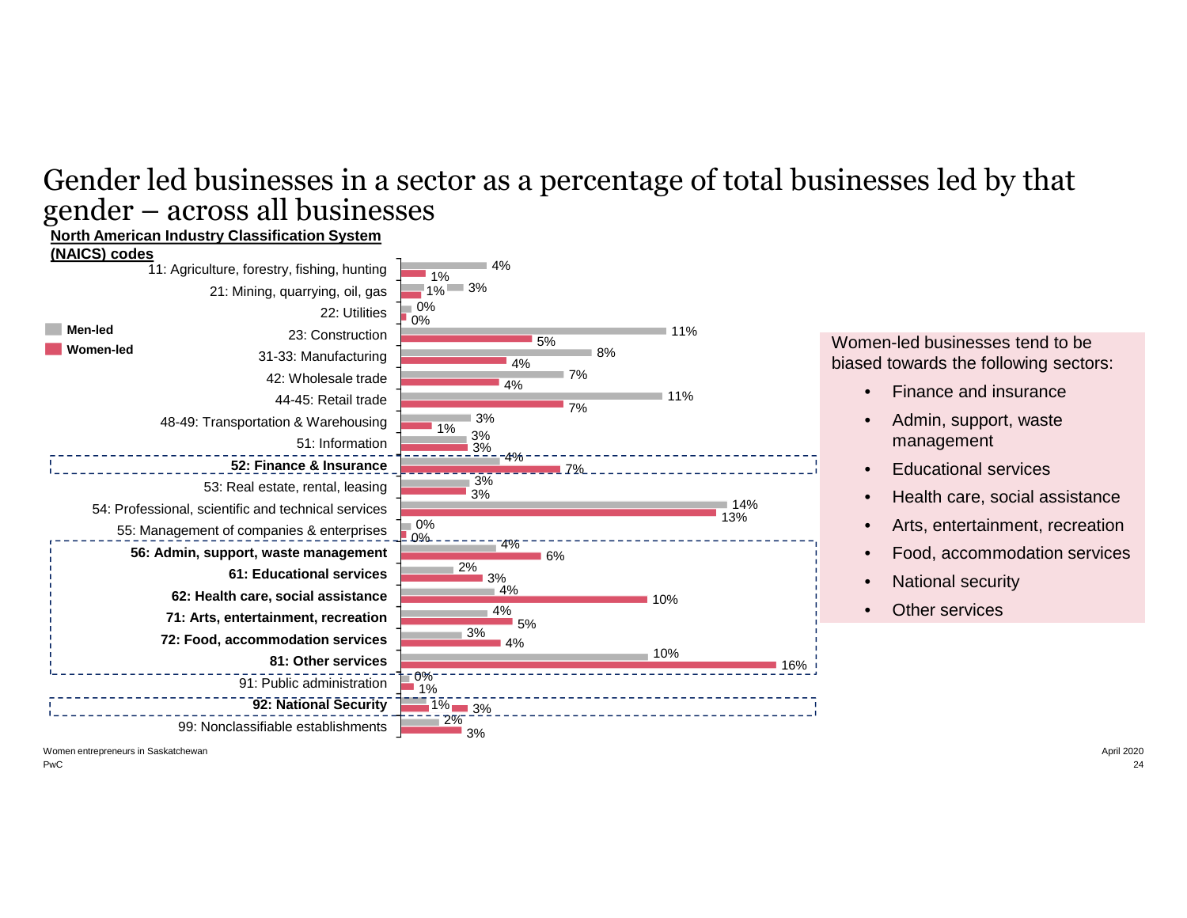# Gender led businesses in a sector as a percentage of total businesses led by that gender – across all businesses

| North American Industry Classification System (NAICS) codes | Men-led | Women-led |
| --- | --- | --- |
| 11: Agriculture, forestry, fishing, hunting | 4% | 1% |
| 21: Mining, quarrying, oil, gas | 3% | 1% |
| 22: Utilities | 0% | 0% |
| 23: Construction | 11% | 5% |
| 31-33: Manufacturing | 8% | 4% |
| 42: Wholesale trade | 7% | 4% |
| 44-45: Retail trade | 11% | 7% |
| 48-49: Transportation & Warehousing | 3% | 1% |
| 51: Information | 3% | 3% |
| **52: Finance & Insurance** | 4% | 7% |
| 53: Real estate, rental, leasing | 3% | 3% |
| 54: Professional, scientific and technical services | 14% | 13% |
| 55: Management of companies & enterprises | 0% | 0% |
| **56: Admin, support, waste management** | 4% | 6% |
| **61: Educational services** | 2% | 3% |
| **62: Health care, social assistance** | 4% | 10% |
| **71: Arts, entertainment, recreation** | 4% | 5% |
| **72: Food, accommodation services** | 3% | 4% |
| **81: Other services** | 10% | 16% |
| 91: Public administration | 0% | 1% |
| **92: National Security** | 1% | 3% |
| 99: Nonclassifiable establishments | 2% | 3% |

Women-led businesses tend to be biased towards the following sectors:

- Finance and insurance
- Admin, support, waste management
- Educational services
- Health care, social assistance
- Arts, entertainment, recreation
- Food, accommodation services
- National security
- Other services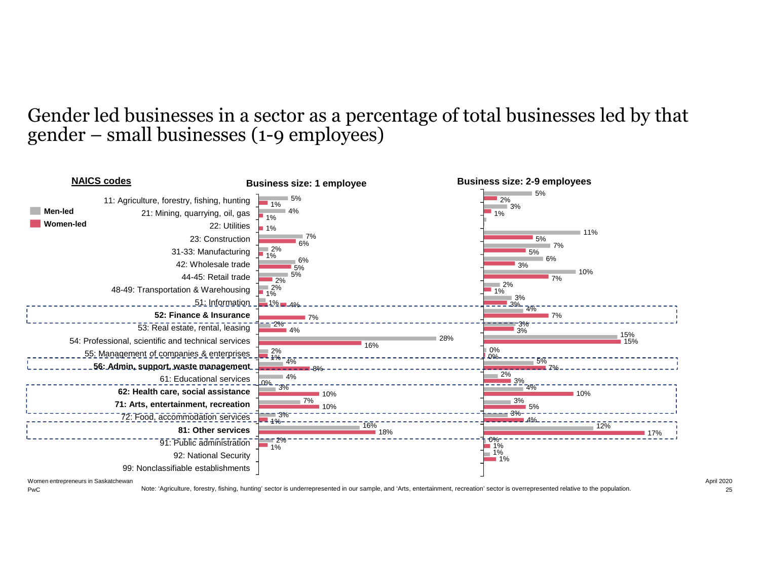# Gender led businesses in a sector as a percentage of total businesses led by that gender – small businesses (1-9 employees)

| NAICS codes | Business size: 1 employee – Men-led | Business size: 1 employee – Women-led | Business size: 2-9 employees – Men-led | Business size: 2-9 employees – Women-led |
|---|---|---|---|---|
| 11: Agriculture, forestry, fishing, hunting | 5% | 1% | 5% | 2% |
| 21: Mining, quarrying, oil, gas | 4% | 1% | 3% | 1% |
| 22: Utilities | | 1% | | |
| 23: Construction | 7% | 6% | 11% | 5% |
| 31-33: Manufacturing | 2% | 1% | 7% | 5% |
| 42: Wholesale trade | 6% | 5% | 6% | 3% |
| 44-45: Retail trade | 5% | 2% | 10% | 7% |
| 48-49: Transportation & Warehousing | 2% | 1% | 2% | 1% |
| 51: Information | 1% | 4% | 3% | 3% |
| **52: Finance & Insurance** | | 7% | 4% | 7% |
| 53: Real estate, rental, leasing | 2% | 4% | 3% | 3% |
| 54: Professional, scientific and technical services | 28% | 16% | 15% | 15% |
| 55: Management of companies & enterprises | 2% | 1% | 0% | 0% |
| **56: Admin, support, waste management** | 4% | 8% | 5% | 7% |
| 61: Educational services | 4% | 0% | 2% | 3% |
| **62: Health care, social assistance** | 3% | 10% | 4% | 10% |
| **71: Arts, entertainment, recreation** | 7% | 10% | 3% | 5% |
| 72: Food, accommodation services | 3% | 1% | 3% | 4% |
| **81: Other services** | 16% | 18% | 12% | 17% |
| 91: Public administration | 2% | 1% | 0% | 1% |
| 92: National Security | | | 1% | 1% |
| 99: Nonclassifiable establishments | | | | |

Women entrepreneurs in Saskatchewan

Note: 'Agriculture, forestry, fishing, hunting' sector is underrepresented in our sample, and 'Arts, entertainment, recreation' sector is overrepresented relative to the population.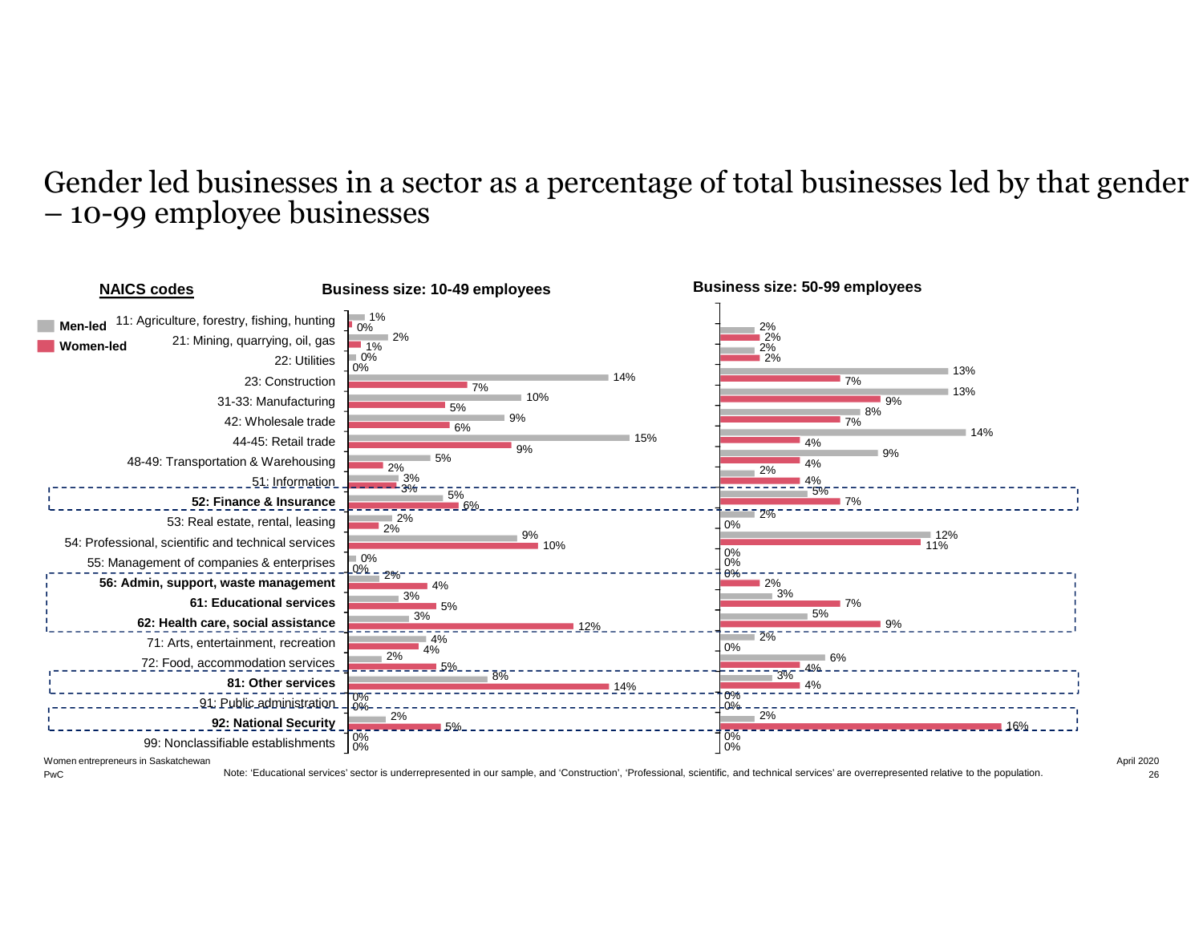# Gender led businesses in a sector as a percentage of total businesses led by that gender – 10-99 employee businesses

| NAICS codes | 10-49 employees: Men-led | 10-49 employees: Women-led | 50-99 employees: Men-led | 50-99 employees: Women-led |
|---|---|---|---|---|
| 11: Agriculture, forestry, fishing, hunting | 1% | 0% | 2% | 2% |
| 21: Mining, quarrying, oil, gas | 2% | 1% | 2% | 2% |
| 22: Utilities | 0% | 0% | 13% | 7% |
| 23: Construction | 14% | 7% | 13% | 9% |
| 31-33: Manufacturing | 10% | 5% | 8% | 7% |
| 42: Wholesale trade | 9% | 6% | 14% | 4% |
| 44-45: Retail trade | 15% | 9% | 9% | 4% |
| 48-49: Transportation & Warehousing | 5% | 2% | 2% | 4% |
| 51: Information | 3% | 3% | 5% | 7% |
| **52: Finance & Insurance** | 5% | 6% | 2% | 0% |
| 53: Real estate, rental, leasing | 2% | 2% | 12% | 11% |
| 54: Professional, scientific and technical services | 9% | 10% | 0% | 0% |
| 55: Management of companies & enterprises | 0% | 0% | 0% | 2% |
| **56: Admin, support, waste management** | 2% | 4% | 3% | 7% |
| **61: Educational services** | 3% | 5% | 5% | 9% |
| **62: Health care, social assistance** | 3% | 12% | 2% | 0% |
| 71: Arts, entertainment, recreation | 4% | 4% | 6% | 4% |
| 72: Food, accommodation services | 2% | 5% | 3% | 4% |
| **81: Other services** | 8% | 14% | 0% | 0% |
| 91: Public administration | 0% | 0% | 2% | 16% |
| **92: National Security** | 2% | 5% | 0% | 0% |
| 99: Nonclassifiable establishments | 0% | 0% | | |

Note: 'Educational services' sector is underrepresented in our sample, and 'Construction', 'Professional, scientific, and technical services' are overrepresented relative to the population.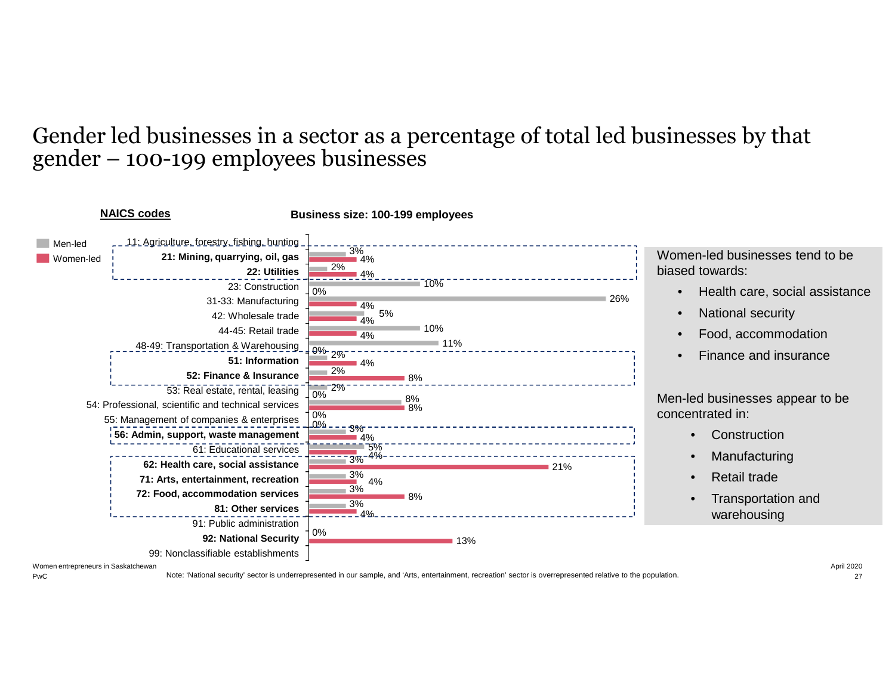# Gender led businesses in a sector as a percentage of total led businesses by that gender – 100-199 employees businesses

**Business size: 100-199 employees**

| NAICS codes | Men-led | Women-led |
|---|---|---|
| 11: Agriculture, forestry, fishing, hunting | | |
| **21: Mining, quarrying, oil, gas** | 3% | 4% |
| **22: Utilities** | 2% | 4% |
| 23: Construction | 10% | 0% |
| 31-33: Manufacturing | 26% | 4% |
| 42: Wholesale trade | 5% | 4% |
| 44-45: Retail trade | 10% | 4% |
| 48-49: Transportation & Warehousing | 11% | 0% |
| **51: Information** | 2% | 4% |
| **52: Finance & Insurance** | 2% | 8% |
| 53: Real estate, rental, leasing | 2% | 0% |
| 54: Professional, scientific and technical services | 8% | 8% |
| 55: Management of companies & enterprises | 0% | 0% |
| **56: Admin, support, waste management** | 3% | 4% |
| 61: Educational services | 5% | 4% |
| **62: Health care, social assistance** | 3% | 21% |
| **71: Arts, entertainment, recreation** | 3% | 4% |
| **72: Food, accommodation services** | 3% | 8% |
| **81: Other services** | 3% | 4% |
| 91: Public administration | | |
| **92: National Security** | 0% | 13% |
| 99: Nonclassifiable establishments | | |

Women-led businesses tend to be biased towards:

- Health care, social assistance
- National security
- Food, accommodation
- Finance and insurance

Men-led businesses appear to be concentrated in:

- Construction
- Manufacturing
- Retail trade
- Transportation and warehousing

Note: 'National security' sector is underrepresented in our sample, and 'Arts, entertainment, recreation' sector is overrepresented relative to the population.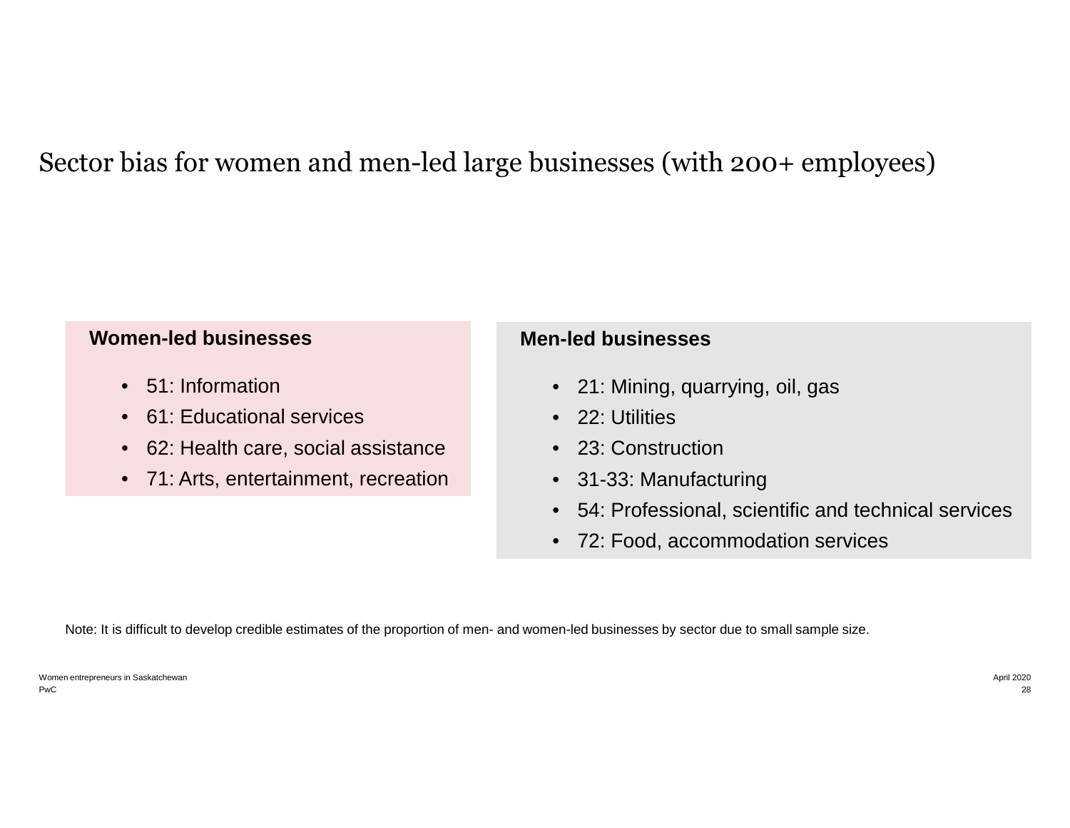# Sector bias for women and men-led large businesses (with 200+ employees)

**Women-led businesses**

- 51: Information
- 61: Educational services
- 62: Health care, social assistance
- 71: Arts, entertainment, recreation

**Men-led businesses**

- 21: Mining, quarrying, oil, gas
- 22: Utilities
- 23: Construction
- 31-33: Manufacturing
- 54: Professional, scientific and technical services
- 72: Food, accommodation services

Note: It is difficult to develop credible estimates of the proportion of men- and women-led businesses by sector due to small sample size.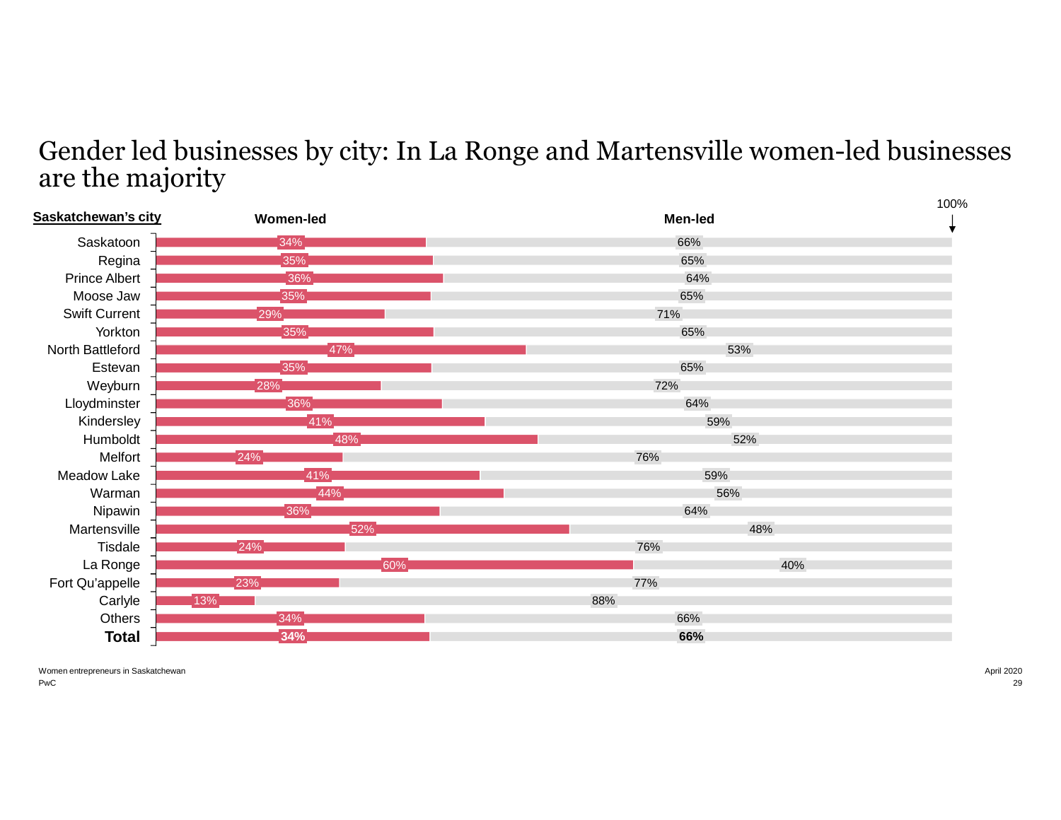# Gender led businesses by city: In La Ronge and Martensville women-led businesses are the majority

| Saskatchewan's city | Women-led | Men-led |
| --- | --- | --- |
| Saskatoon | 34% | 66% |
| Regina | 35% | 65% |
| Prince Albert | 36% | 64% |
| Moose Jaw | 35% | 65% |
| Swift Current | 29% | 71% |
| Yorkton | 35% | 65% |
| North Battleford | 47% | 53% |
| Estevan | 35% | 65% |
| Weyburn | 28% | 72% |
| Lloydminster | 36% | 64% |
| Kindersley | 41% | 59% |
| Humboldt | 48% | 52% |
| Melfort | 24% | 76% |
| Meadow Lake | 41% | 59% |
| Warman | 44% | 56% |
| Nipawin | 36% | 64% |
| Martensville | 52% | 48% |
| Tisdale | 24% | 76% |
| La Ronge | 60% | 40% |
| Fort Qu'appelle | 23% | 77% |
| Carlyle | 13% | 88% |
| Others | 34% | 66% |
| **Total** | **34%** | **66%** |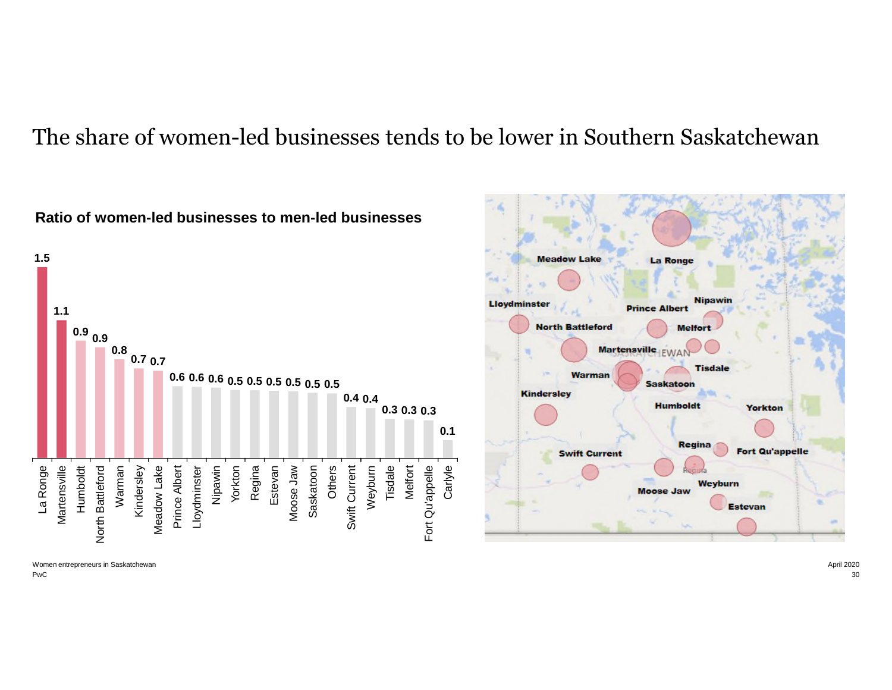# The share of women-led businesses tends to be lower in Southern Saskatchewan

**Ratio of women-led businesses to men-led businesses**

| Location | Ratio |
|---|---|
| La Ronge | 1.5 |
| Martensville | 1.1 |
| Humboldt | 0.9 |
| North Battleford | 0.9 |
| Warman | 0.8 |
| Kindersley | 0.7 |
| Meadow Lake | 0.7 |
| Prince Albert | 0.6 |
| Lloydminster | 0.6 |
| Nipawin | 0.6 |
| Yorkton | 0.5 |
| Regina | 0.5 |
| Estevan | 0.5 |
| Moose Jaw | 0.5 |
| Saskatoon | 0.5 |
| Others | 0.5 |
| Swift Current | 0.4 |
| Weyburn | 0.4 |
| Tisdale | 0.3 |
| Melfort | 0.3 |
| Fort Qu'appelle | 0.3 |
| Carlyle | 0.1 |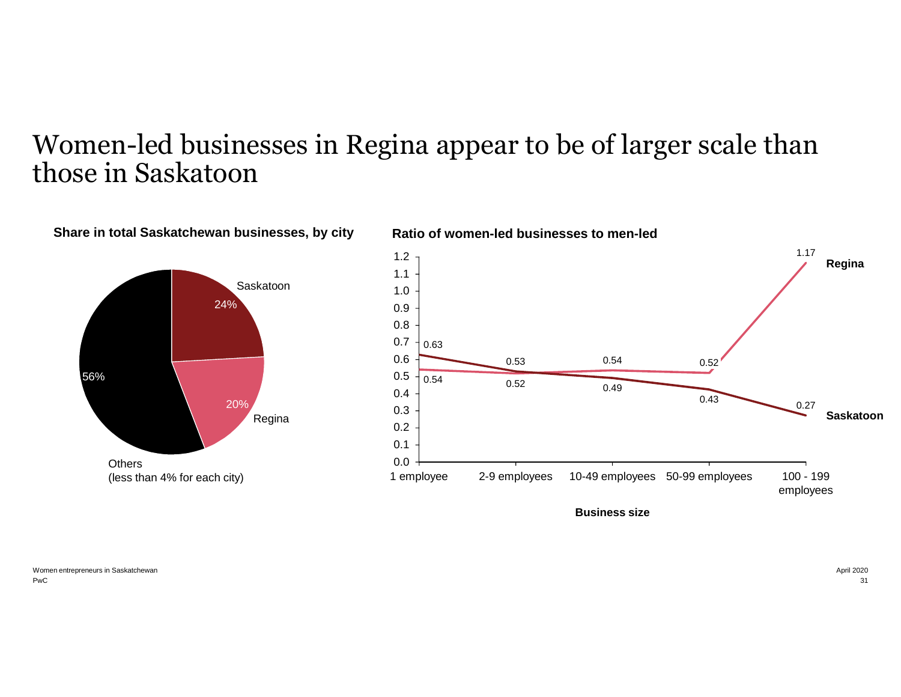# Women-led businesses in Regina appear to be of larger scale than those in Saskatoon

**Share in total Saskatchewan businesses, by city**

| City | Share |
|---|---|
| Saskatoon | 24% |
| Regina | 20% |
| Others (less than 4% for each city) | 56% |

**Ratio of women-led businesses to men-led**

| Business size | Regina | Saskatoon |
|---|---|---|
| 1 employee | 0.54 | 0.63 |
| 2-9 employees | 0.52 | 0.53 |
| 10-49 employees | 0.54 | 0.49 |
| 50-99 employees | 0.52 | 0.43 |
| 100 - 199 employees | 1.17 | 0.27 |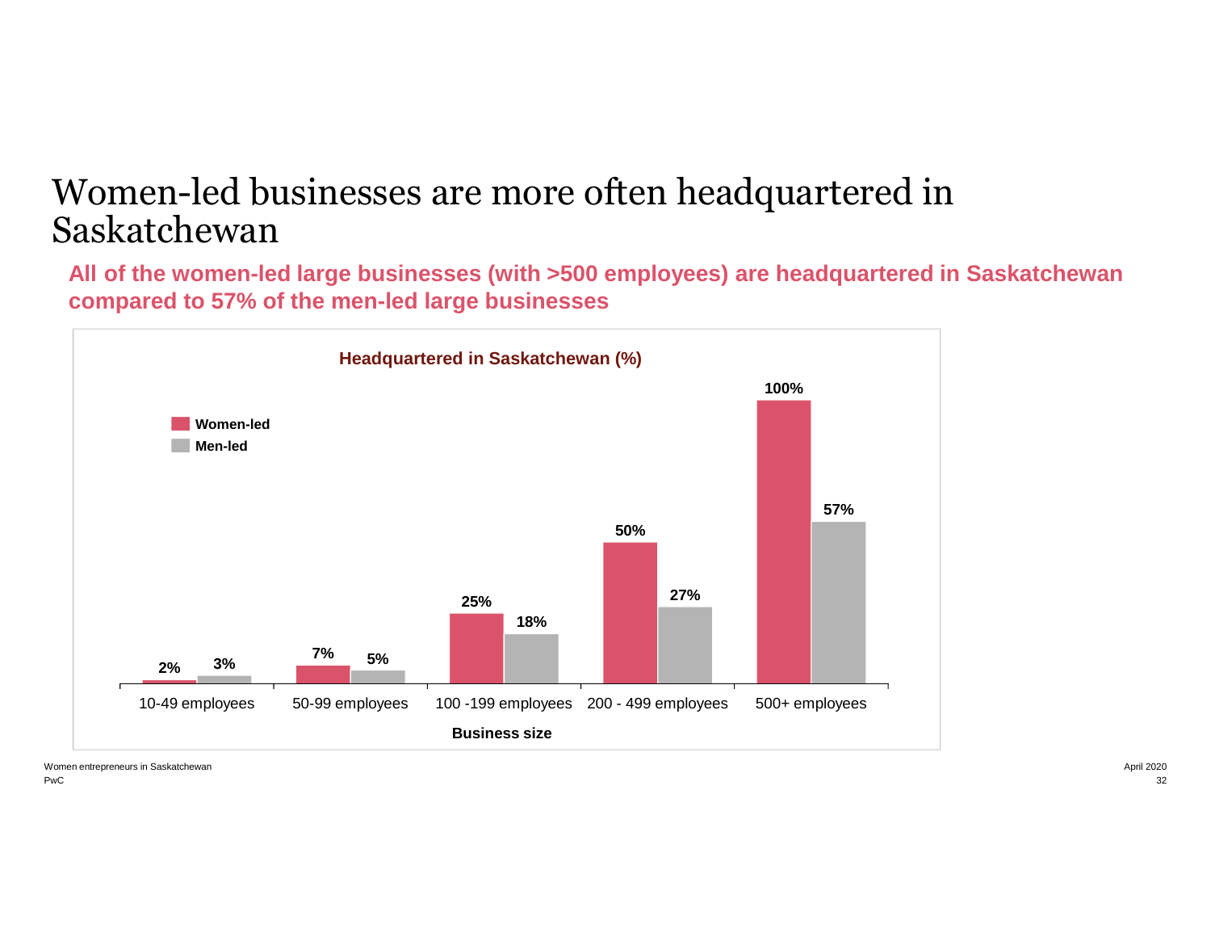# Women-led businesses are more often headquartered in Saskatchewan

**All of the women-led large businesses (with >500 employees) are headquartered in Saskatchewan compared to 57% of the men-led large businesses**

**Headquartered in Saskatchewan (%)**

| Business size | Women-led | Men-led |
|---|---|---|
| 10-49 employees | 2% | 3% |
| 50-99 employees | 7% | 5% |
| 100 -199 employees | 25% | 18% |
| 200 - 499 employees | 50% | 27% |
| 500+ employees | 100% | 57% |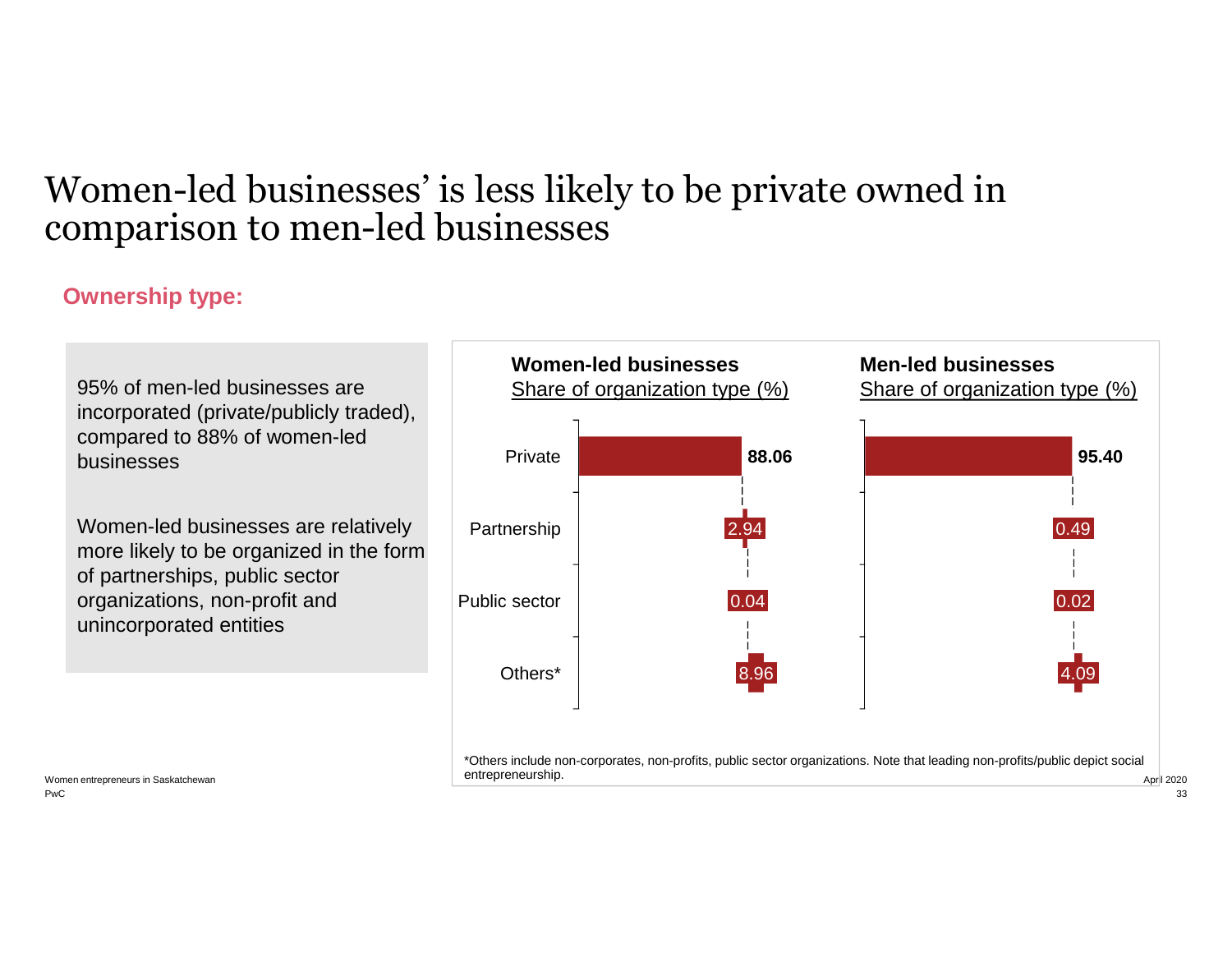# Women-led businesses' is less likely to be private owned in comparison to men-led businesses

## Ownership type:

95% of men-led businesses are incorporated (private/publicly traded), compared to 88% of women-led businesses

Women-led businesses are relatively more likely to be organized in the form of partnerships, public sector organizations, non-profit and unincorporated entities

| | Women-led businesses<br>Share of organization type (%) | Men-led businesses<br>Share of organization type (%) |
|---|---|---|
| Private | 88.06 | 95.40 |
| Partnership | 2.94 | 0.49 |
| Public sector | 0.04 | 0.02 |
| Others* | 8.96 | 4.09 |

*Others include non-corporates, non-profits, public sector organizations. Note that leading non-profits/public depict social entrepreneurship.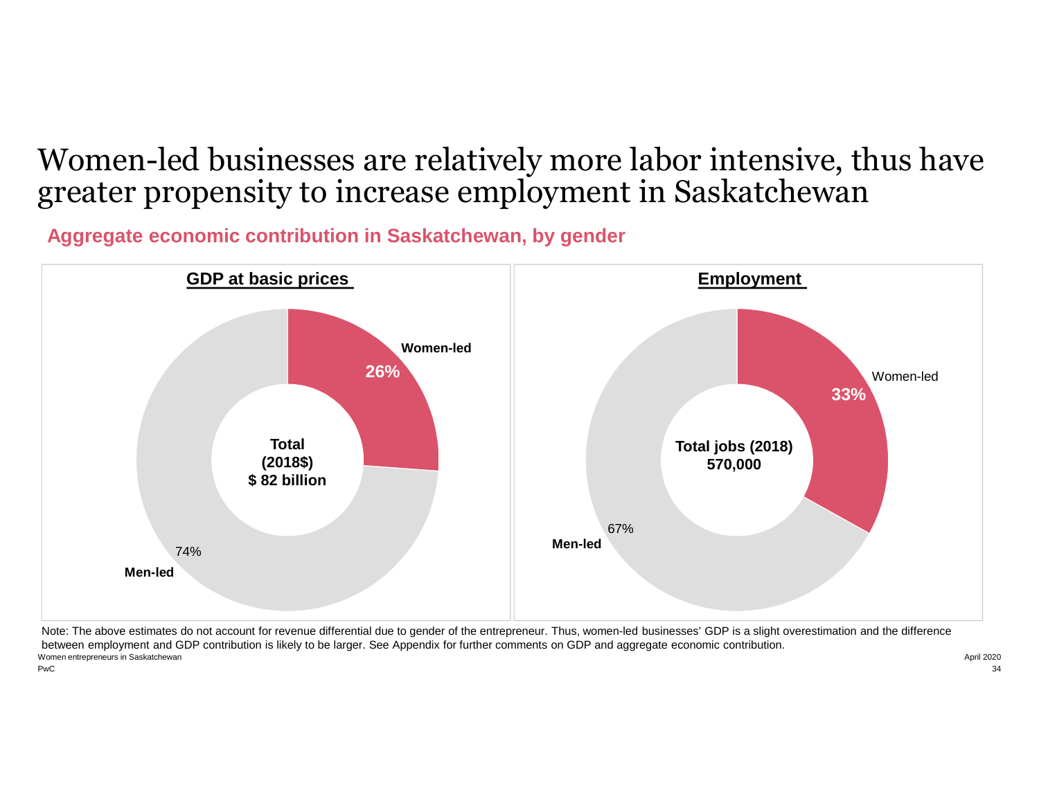# Women-led businesses are relatively more labor intensive, thus have greater propensity to increase employment in Saskatchewan

## Aggregate economic contribution in Saskatchewan, by gender

**GDP at basic prices**

**Women-led** **26%**

**Total (2018$) $ 82 billion**

74% **Men-led**

**Employment**

Women-led **33%**

**Total jobs (2018) 570,000**

67% **Men-led**

Note: The above estimates do not account for revenue differential due to gender of the entrepreneur. Thus, women-led businesses' GDP is a slight overestimation and the difference between employment and GDP contribution is likely to be larger. See Appendix for further comments on GDP and aggregate economic contribution.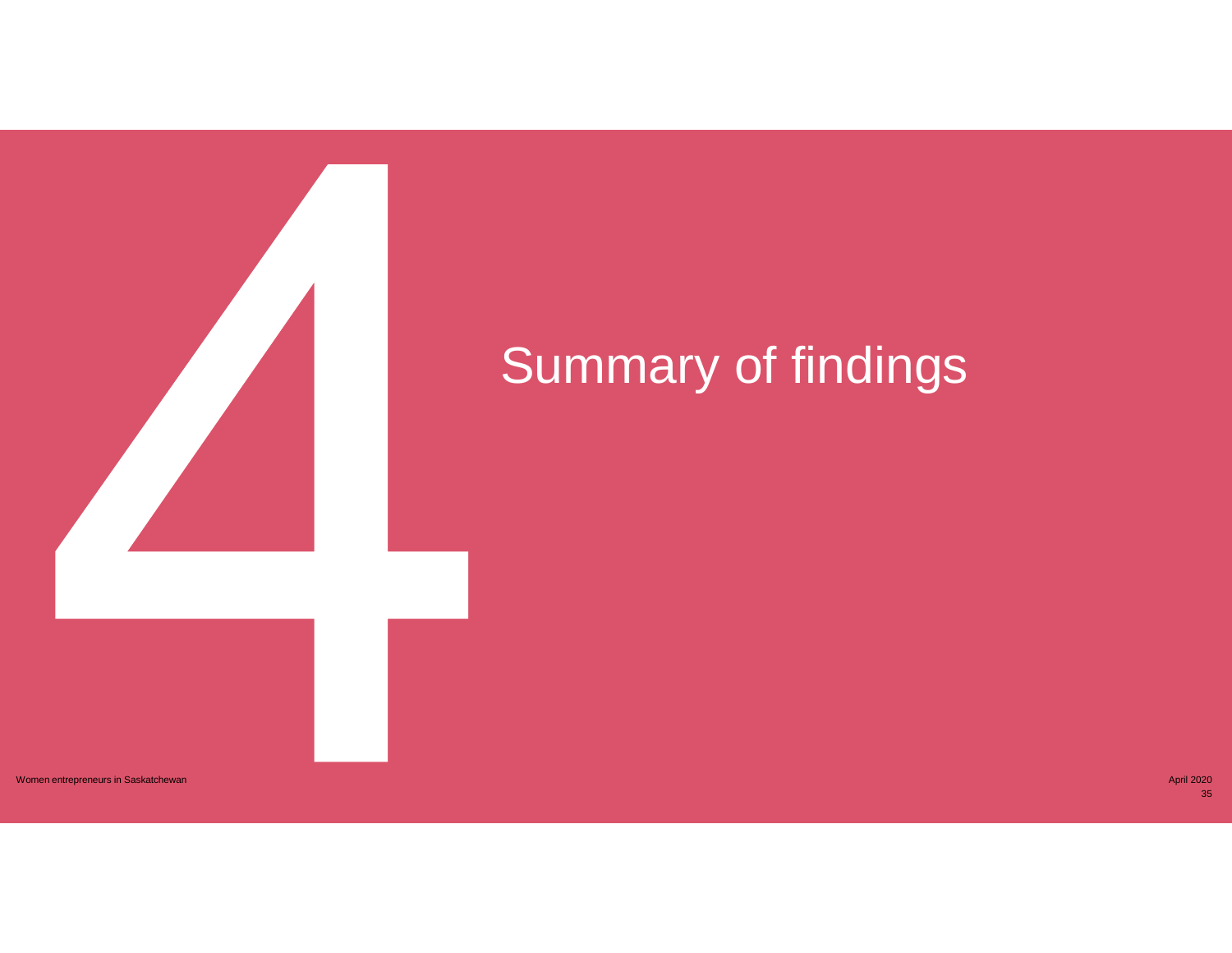# 4 Summary of findings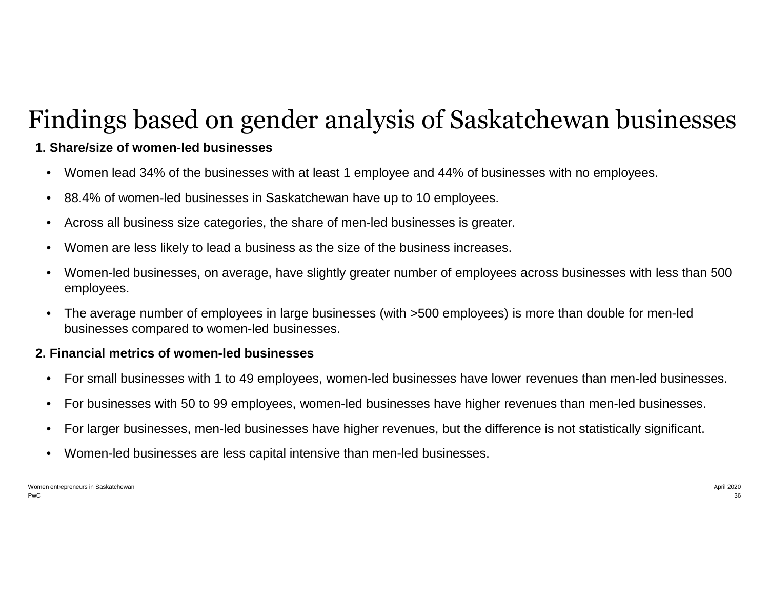# Findings based on gender analysis of Saskatchewan businesses

**1. Share/size of women-led businesses**

- Women lead 34% of the businesses with at least 1 employee and 44% of businesses with no employees.
- 88.4% of women-led businesses in Saskatchewan have up to 10 employees.
- Across all business size categories, the share of men-led businesses is greater.
- Women are less likely to lead a business as the size of the business increases.
- Women-led businesses, on average, have slightly greater number of employees across businesses with less than 500 employees.
- The average number of employees in large businesses (with >500 employees) is more than double for men-led businesses compared to women-led businesses.

**2. Financial metrics of women-led businesses**

- For small businesses with 1 to 49 employees, women-led businesses have lower revenues than men-led businesses.
- For businesses with 50 to 99 employees, women-led businesses have higher revenues than men-led businesses.
- For larger businesses, men-led businesses have higher revenues, but the difference is not statistically significant.
- Women-led businesses are less capital intensive than men-led businesses.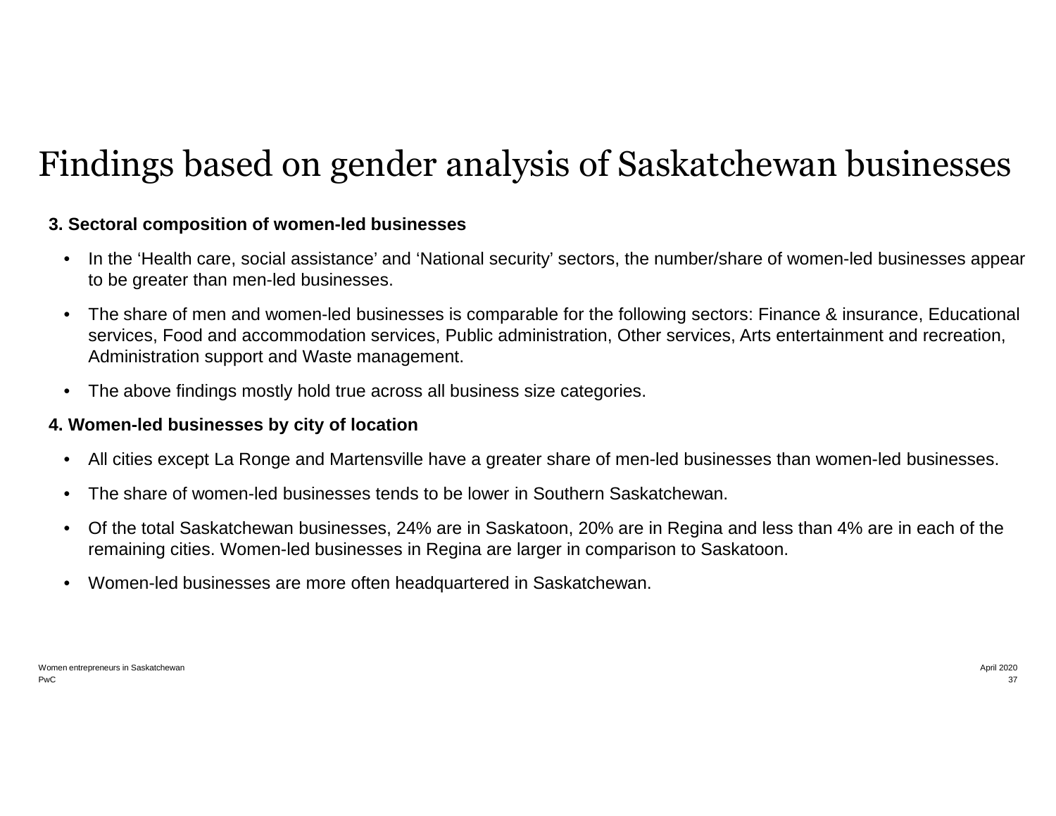# Findings based on gender analysis of Saskatchewan businesses

**3. Sectoral composition of women-led businesses**

- In the ‘Health care, social assistance’ and ‘National security’ sectors, the number/share of women-led businesses appear to be greater than men-led businesses.
- The share of men and women-led businesses is comparable for the following sectors: Finance & insurance, Educational services, Food and accommodation services, Public administration, Other services, Arts entertainment and recreation, Administration support and Waste management.
- The above findings mostly hold true across all business size categories.

**4. Women-led businesses by city of location**

- All cities except La Ronge and Martensville have a greater share of men-led businesses than women-led businesses.
- The share of women-led businesses tends to be lower in Southern Saskatchewan.
- Of the total Saskatchewan businesses, 24% are in Saskatoon, 20% are in Regina and less than 4% are in each of the remaining cities. Women-led businesses in Regina are larger in comparison to Saskatoon.
- Women-led businesses are more often headquartered in Saskatchewan.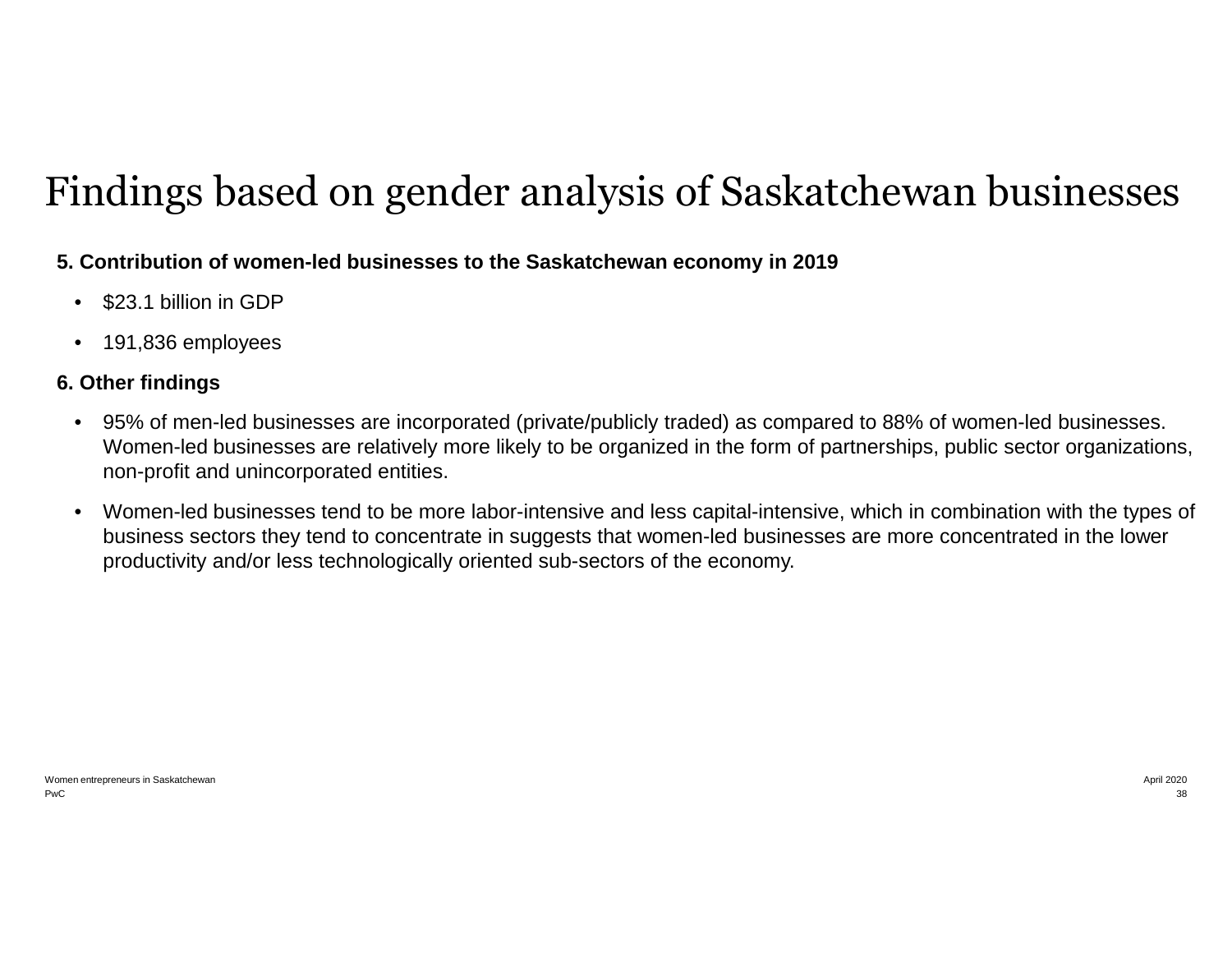# Findings based on gender analysis of Saskatchewan businesses

**5. Contribution of women-led businesses to the Saskatchewan economy in 2019**

- $23.1 billion in GDP
- 191,836 employees

**6. Other findings**

- 95% of men-led businesses are incorporated (private/publicly traded) as compared to 88% of women-led businesses. Women-led businesses are relatively more likely to be organized in the form of partnerships, public sector organizations, non-profit and unincorporated entities.
- Women-led businesses tend to be more labor-intensive and less capital-intensive, which in combination with the types of business sectors they tend to concentrate in suggests that women-led businesses are more concentrated in the lower productivity and/or less technologically oriented sub-sectors of the economy.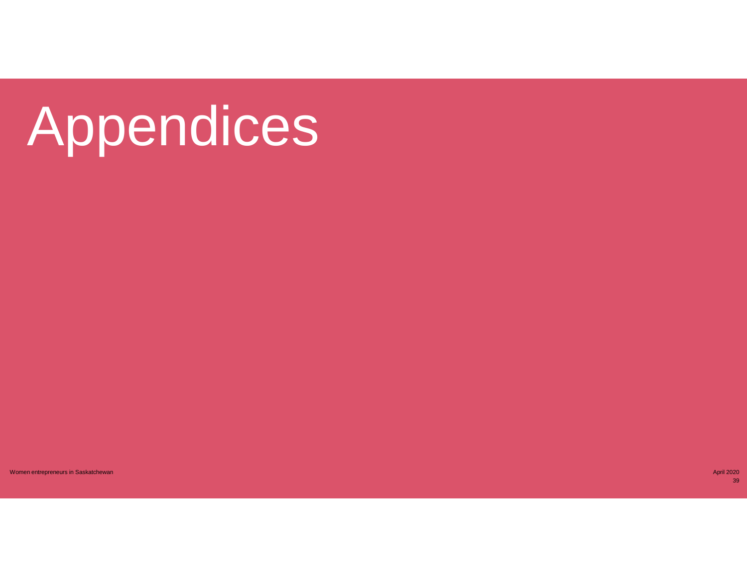# Appendices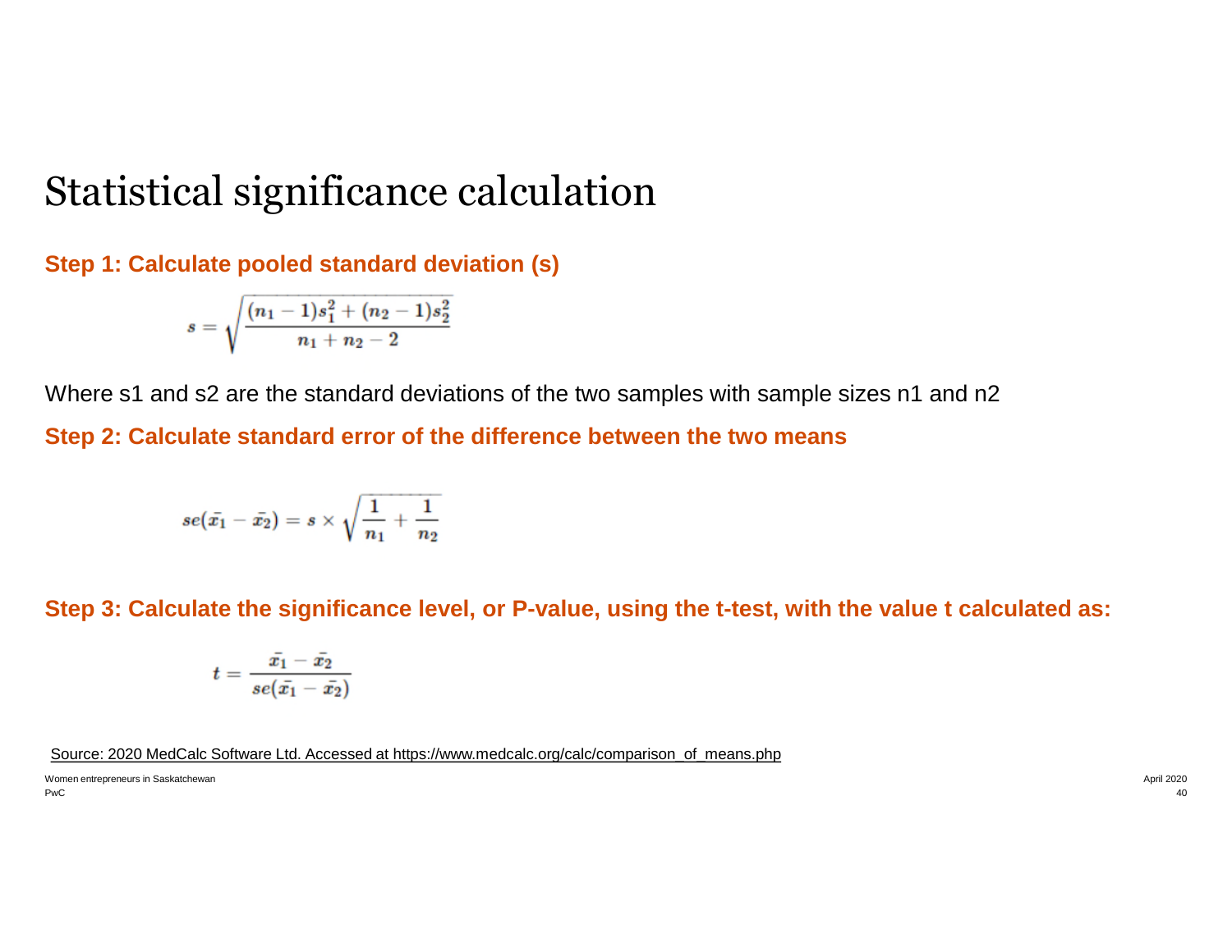# Statistical significance calculation

**Step 1: Calculate pooled standard deviation (s)**

$$s = \sqrt{\frac{(n_1 - 1)s_1^2 + (n_2 - 1)s_2^2}{n_1 + n_2 - 2}}$$

Where s1 and s2 are the standard deviations of the two samples with sample sizes n1 and n2

**Step 2: Calculate standard error of the difference between the two means**

$$se(\bar{x_1} - \bar{x_2}) = s \times \sqrt{\frac{1}{n_1} + \frac{1}{n_2}}$$

**Step 3: Calculate the significance level, or P-value, using the t-test, with the value t calculated as:**

$$t = \frac{\bar{x_1} - \bar{x_2}}{se(\bar{x_1} - \bar{x_2})}$$

Source: 2020 MedCalc Software Ltd. Accessed at https://www.medcalc.org/calc/comparison_of_means.php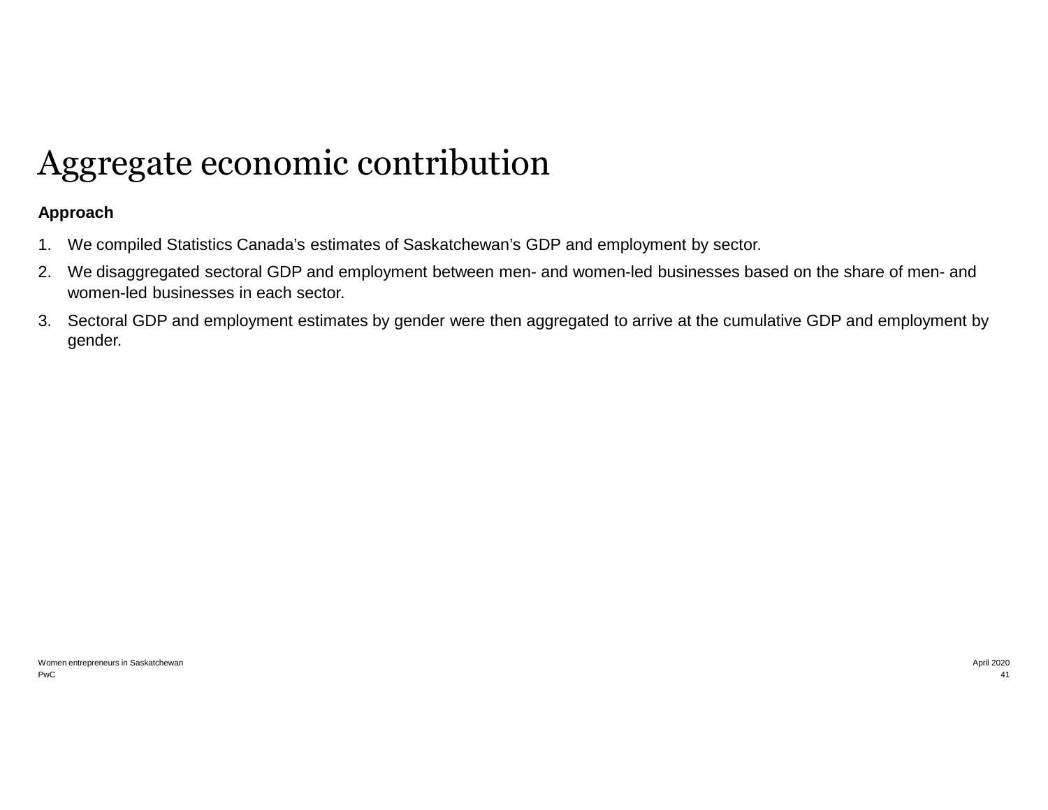# Aggregate economic contribution

**Approach**

1. We compiled Statistics Canada’s estimates of Saskatchewan’s GDP and employment by sector.
2. We disaggregated sectoral GDP and employment between men- and women-led businesses based on the share of men- and women-led businesses in each sector.
3. Sectoral GDP and employment estimates by gender were then aggregated to arrive at the cumulative GDP and employment by gender.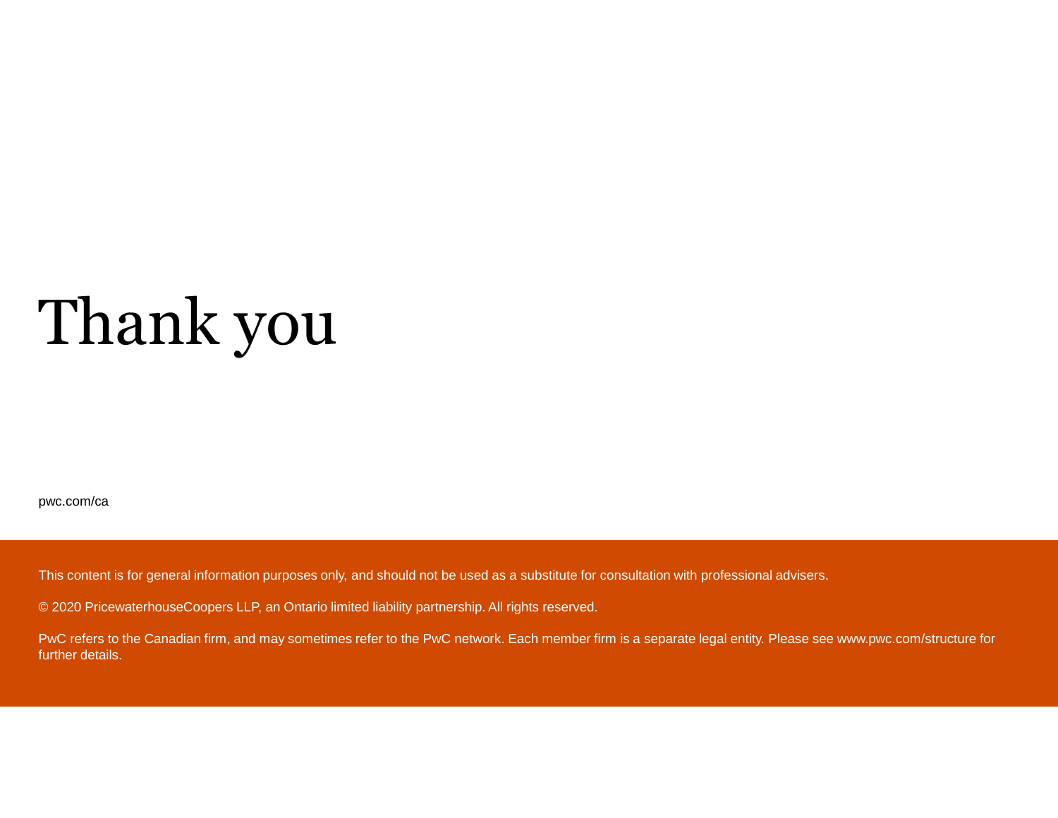# Thank you

pwc.com/ca

This content is for general information purposes only, and should not be used as a substitute for consultation with professional advisers.

© 2020 PricewaterhouseCoopers LLP, an Ontario limited liability partnership. All rights reserved.

PwC refers to the Canadian firm, and may sometimes refer to the PwC network. Each member firm is a separate legal entity. Please see www.pwc.com/structure for further details.